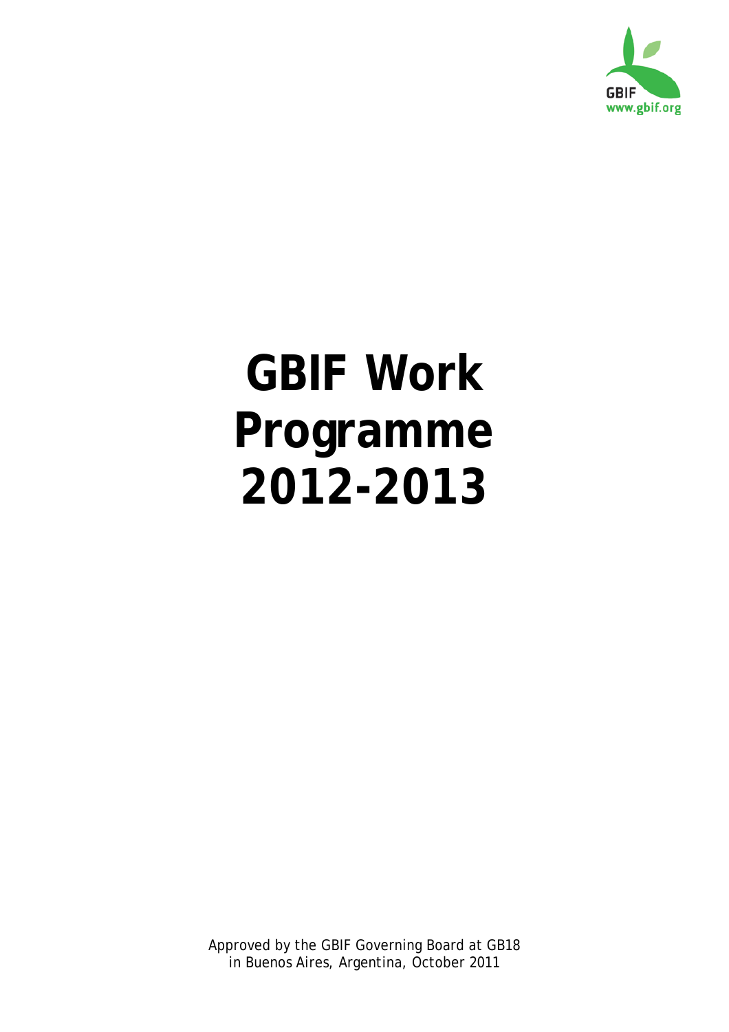GBIF
www.gbif.org

# GBIF Work Programme 2012-2013

Approved by the GBIF Governing Board at GB18
in Buenos Aires, Argentina, October 2011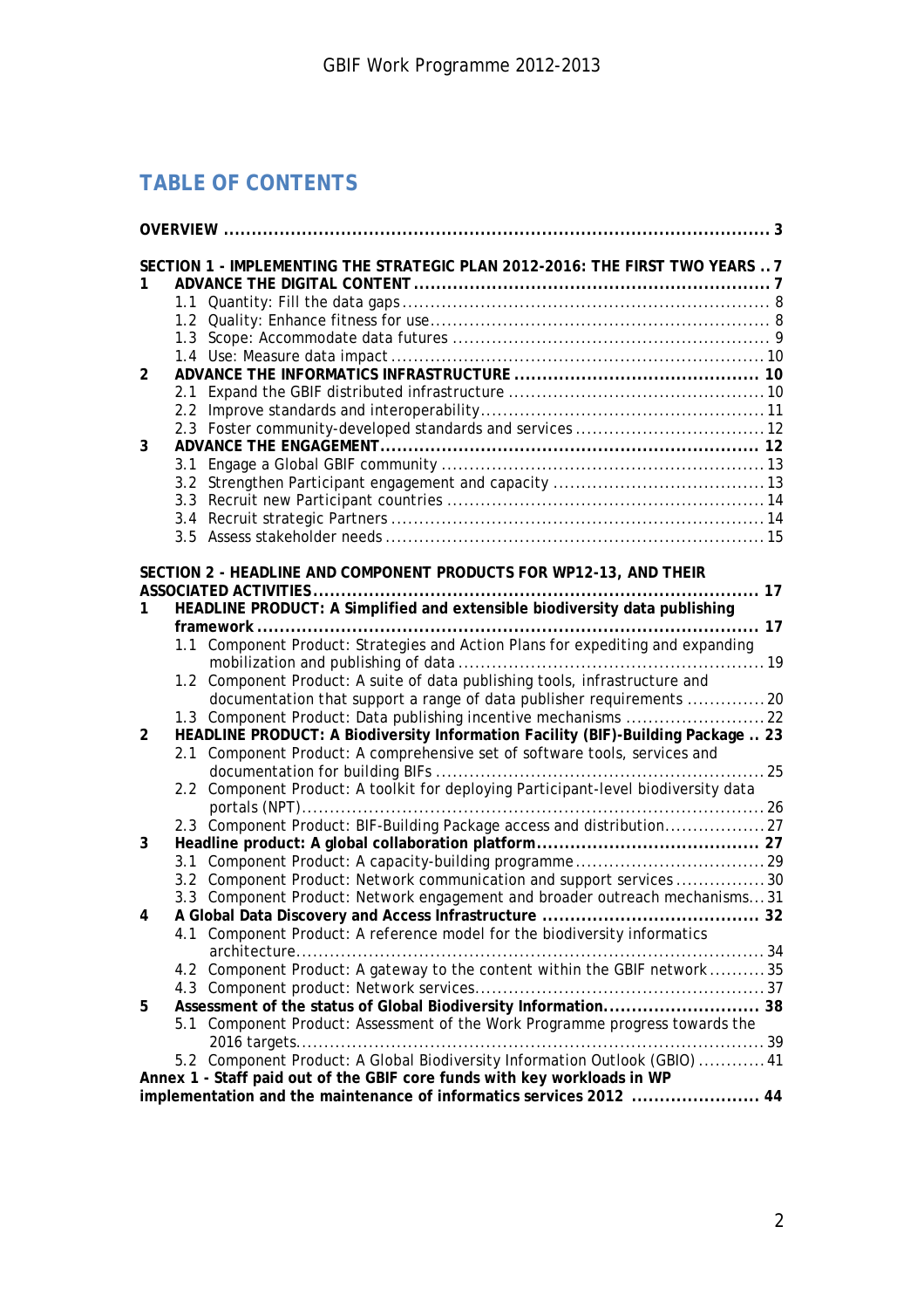# TABLE OF CONTENTS

**OVERVIEW** ........................................................................................................ 3

**SECTION 1 - IMPLEMENTING THE STRATEGIC PLAN 2012-2016: THE FIRST TWO YEARS** .. 7

**1 ADVANCE THE DIGITAL CONTENT** ...................................................................... 7
- 1.1 Quantity: Fill the data gaps ........................................................................ 8
- 1.2 Quality: Enhance fitness for use .................................................................. 8
- 1.3 Scope: Accommodate data futures ............................................................... 9
- 1.4 Use: Measure data impact .......................................................................... 10

**2 ADVANCE THE INFORMATICS INFRASTRUCTURE** ................................................ 10
- 2.1 Expand the GBIF distributed infrastructure ................................................. 10
- 2.2 Improve standards and interoperability ...................................................... 11
- 2.3 Foster community-developed standards and services .................................... 12

**3 ADVANCE THE ENGAGEMENT** ............................................................................ 12
- 3.1 Engage a Global GBIF community .............................................................. 13
- 3.2 Strengthen Participant engagement and capacity ......................................... 13
- 3.3 Recruit new Participant countries ............................................................... 14
- 3.4 Recruit strategic Partners .......................................................................... 14
- 3.5 Assess stakeholder needs .......................................................................... 15

**SECTION 2 - HEADLINE AND COMPONENT PRODUCTS FOR WP12-13, AND THEIR ASSOCIATED ACTIVITIES** ................................................................................................ 17

**1 HEADLINE PRODUCT: A Simplified and extensible biodiversity data publishing framework** ........................................................................................................ 17
- 1.1 Component Product: Strategies and Action Plans for expediting and expanding mobilization and publishing of data ............................................................ 19
- 1.2 Component Product: A suite of data publishing tools, infrastructure and documentation that support a range of data publisher requirements ............... 20
- 1.3 Component Product: Data publishing incentive mechanisms ........................... 22

**2 HEADLINE PRODUCT: A Biodiversity Information Facility (BIF)-Building Package** .. 23
- 2.1 Component Product: A comprehensive set of software tools, services and documentation for building BIFs ............................................................... 25
- 2.2 Component Product: A toolkit for deploying Participant-level biodiversity data portals (NPT) ............................................................................................. 26
- 2.3 Component Product: BIF-Building Package access and distribution .................. 27

**3 Headline product: A global collaboration platform** ................................................ 27
- 3.1 Component Product: A capacity-building programme .................................... 29
- 3.2 Component Product: Network communication and support services ................ 30
- 3.3 Component Product: Network engagement and broader outreach mechanisms ... 31

**4 A Global Data Discovery and Access Infrastructure** ............................................... 32
- 4.1 Component Product: A reference model for the biodiversity informatics architecture ............................................................................................. 34
- 4.2 Component Product: A gateway to the content within the GBIF network .......... 35
- 4.3 Component product: Network services ........................................................ 37

**5 Assessment of the status of Global Biodiversity Information** ................................. 38
- 5.1 Component Product: Assessment of the Work Programme progress towards the 2016 targets ........................................................................................... 39
- 5.2 Component Product: A Global Biodiversity Information Outlook (GBIO) ............ 41

**Annex 1 - Staff paid out of the GBIF core funds with key workloads in WP implementation and the maintenance of informatics services 2012** ........................ 44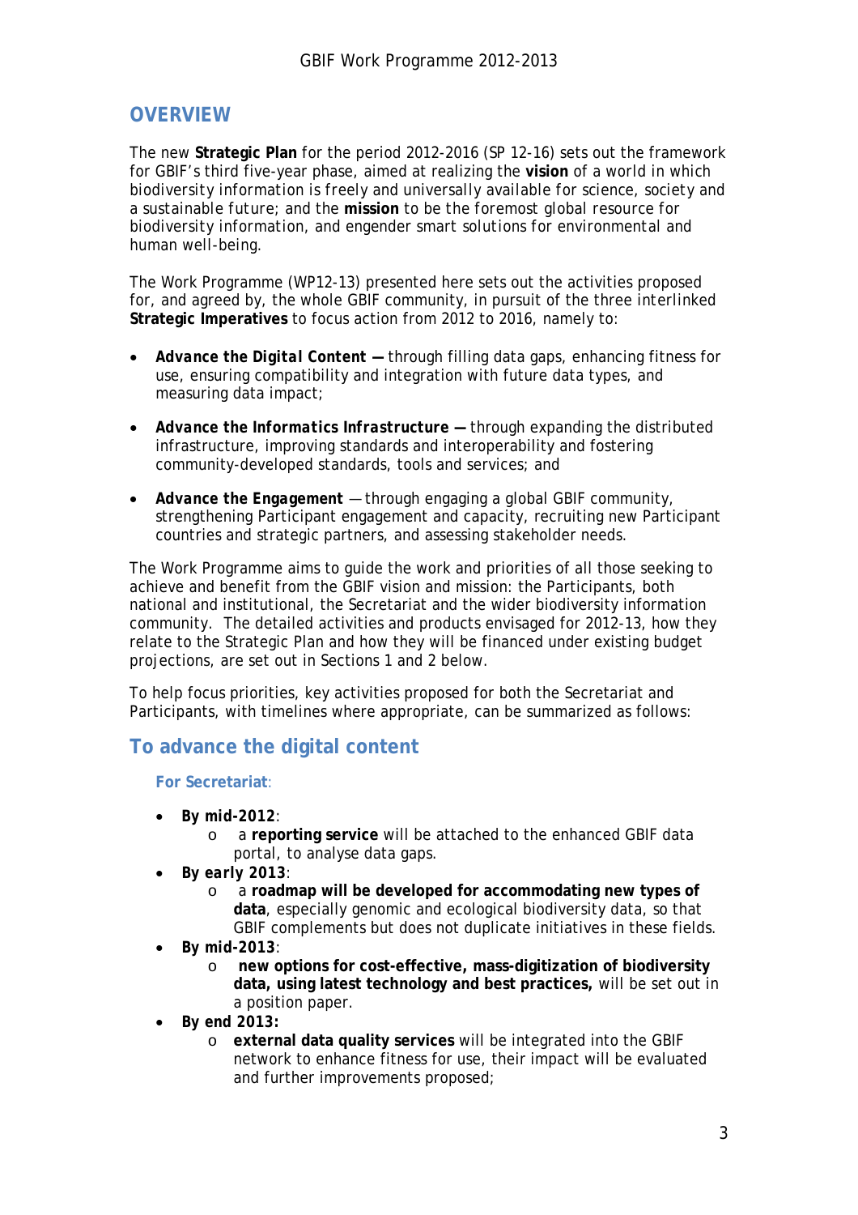## OVERVIEW

The new **Strategic Plan** for the period 2012-2016 (SP 12-16) sets out the framework for GBIF's third five-year phase, aimed at realizing the **vision** of a world in which biodiversity information is freely and universally available for science, society and a sustainable future; and the **mission** to be the foremost global resource for biodiversity information, and engender smart solutions for environmental and human well-being.

The Work Programme (WP12-13) presented here sets out the activities proposed for, and agreed by, the whole GBIF community, in pursuit of the three interlinked **Strategic Imperatives** to focus action from 2012 to 2016, namely to:

- ***Advance the Digital Content —*** through filling data gaps, enhancing fitness for use, ensuring compatibility and integration with future data types, and measuring data impact;
- ***Advance the Informatics Infrastructure —*** through expanding the distributed infrastructure, improving standards and interoperability and fostering community-developed standards, tools and services; and
- ***Advance the Engagement*** — through engaging a global GBIF community, strengthening Participant engagement and capacity, recruiting new Participant countries and strategic partners, and assessing stakeholder needs.

The Work Programme aims to guide the work and priorities of all those seeking to achieve and benefit from the GBIF vision and mission: the Participants, both national and institutional, the Secretariat and the wider biodiversity information community. The detailed activities and products envisaged for 2012-13, how they relate to the Strategic Plan and how they will be financed under existing budget projections, are set out in Sections 1 and 2 below.

To help focus priorities, key activities proposed for both the Secretariat and Participants, with timelines where appropriate, can be summarized as follows:

## To advance the digital content

**For Secretariat**:

- ***By mid-2012***:
  - a **reporting service** will be attached to the enhanced GBIF data portal, to analyse data gaps.
- ***By early 2013***:
  - a **roadmap will be developed for accommodating new types of data**, especially genomic and ecological biodiversity data, so that GBIF complements but does not duplicate initiatives in these fields.
- ***By mid-2013***:
  - **new options for cost-effective, mass-digitization of biodiversity data, using latest technology and best practices,** will be set out in a position paper.
- ***By end 2013:***
  - **external data quality services** will be integrated into the GBIF network to enhance fitness for use, their impact will be evaluated and further improvements proposed;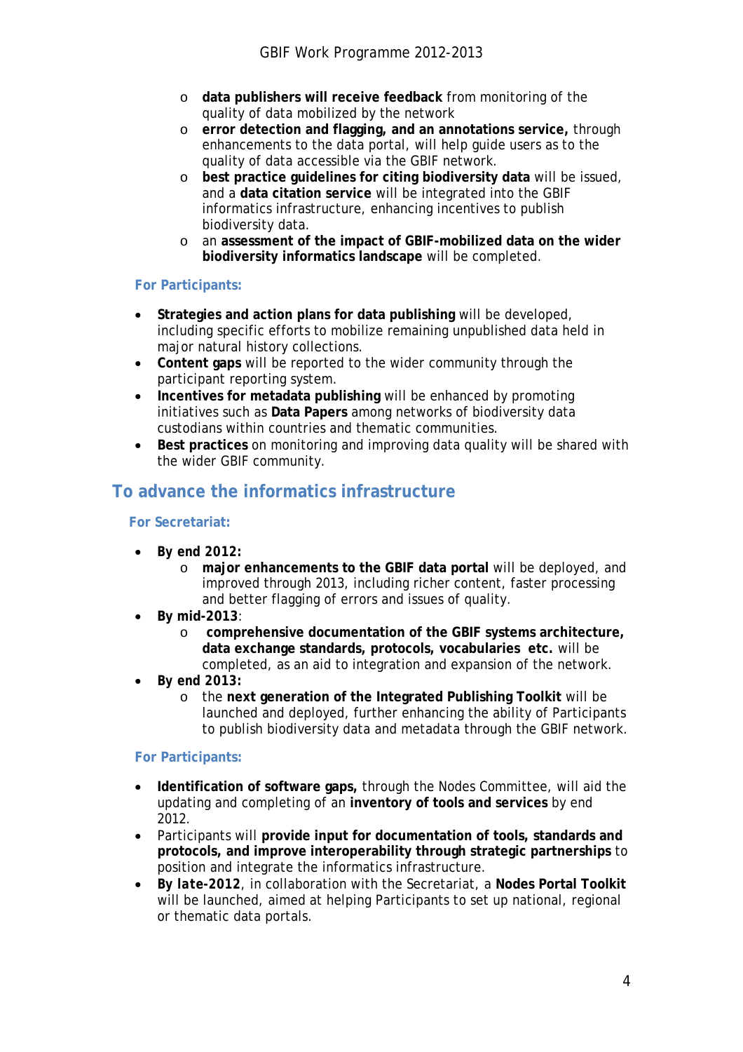- **data publishers will receive feedback** from monitoring of the quality of data mobilized by the network
  - **error detection and flagging, and an annotations service,** through enhancements to the data portal, will help guide users as to the quality of data accessible via the GBIF network.
  - **best practice guidelines for citing biodiversity data** will be issued, and a **data citation service** will be integrated into the GBIF informatics infrastructure, enhancing incentives to publish biodiversity data.
  - an **assessment of the impact of GBIF-mobilized data on the wider biodiversity informatics landscape** will be completed.

### For Participants:

- **Strategies and action plans for data publishing** will be developed, including specific efforts to mobilize remaining unpublished data held in major natural history collections.
- **Content gaps** will be reported to the wider community through the participant reporting system.
- **Incentives for metadata publishing** will be enhanced by promoting initiatives such as **Data Papers** among networks of biodiversity data custodians within countries and thematic communities.
- **Best practices** on monitoring and improving data quality will be shared with the wider GBIF community.

## To advance the informatics infrastructure

### For Secretariat:

- **By end 2012:**
  - **major enhancements to the GBIF data portal** will be deployed, and improved through 2013, including richer content, faster processing and better flagging of errors and issues of quality.
- **By mid-2013**:
  - **comprehensive documentation of the GBIF systems architecture, data exchange standards, protocols, vocabularies etc.** will be completed, as an aid to integration and expansion of the network.
- **By end 2013:**
  - the **next generation of the Integrated Publishing Toolkit** will be launched and deployed, further enhancing the ability of Participants to publish biodiversity data and metadata through the GBIF network.

### For Participants:

- **Identification of software gaps,** through the Nodes Committee, will aid the updating and completing of an **inventory of tools and services** by end 2012.
- Participants will **provide input for documentation of tools, standards and protocols, and improve interoperability through strategic partnerships** to position and integrate the informatics infrastructure.
- ***By late-2012***, in collaboration with the Secretariat, a **Nodes Portal Toolkit** will be launched, aimed at helping Participants to set up national, regional or thematic data portals.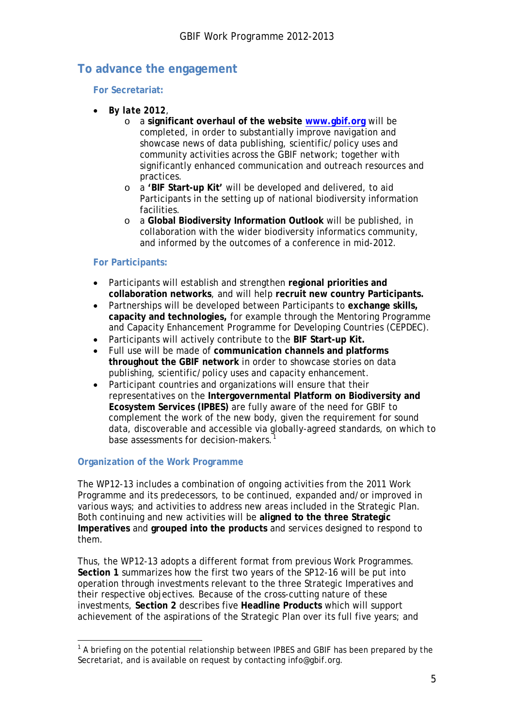## To advance the engagement

### For Secretariat:

- ***By late 2012***,
  - a **significant overhaul of the website [www.gbif.org](http://www.gbif.org)** will be completed, in order to substantially improve navigation and showcase news of data publishing, scientific/policy uses and community activities across the GBIF network; together with significantly enhanced communication and outreach resources and practices.
  - a **'BIF Start-up Kit'** will be developed and delivered, to aid Participants in the setting up of national biodiversity information facilities.
  - a **Global Biodiversity Information Outlook** will be published, in collaboration with the wider biodiversity informatics community, and informed by the outcomes of a conference in mid-2012.

### For Participants:

- Participants will establish and strengthen **regional priorities and collaboration networks**, and will help **recruit new country Participants.**
- Partnerships will be developed between Participants to **exchange skills, capacity and technologies,** for example through the Mentoring Programme and Capacity Enhancement Programme for Developing Countries (CEPDEC).
- Participants will actively contribute to the **BIF Start-up Kit.**
- Full use will be made of **communication channels and platforms throughout the GBIF network** in order to showcase stories on data publishing, scientific/policy uses and capacity enhancement.
- Participant countries and organizations will ensure that their representatives on the **Intergovernmental Platform on Biodiversity and Ecosystem Services (IPBES)** are fully aware of the need for GBIF to complement the work of the new body, given the requirement for sound data, discoverable and accessible via globally-agreed standards, on which to base assessments for decision-makers.[1]

## Organization of the Work Programme

The WP12-13 includes a combination of ongoing activities from the 2011 Work Programme and its predecessors, to be continued, expanded and/or improved in various ways; and activities to address new areas included in the Strategic Plan. Both continuing and new activities will be **aligned to the three Strategic Imperatives** and **grouped into the products** and services designed to respond to them.

Thus, the WP12-13 adopts a different format from previous Work Programmes. **Section 1** summarizes how the first two years of the SP12-16 will be put into operation through investments relevant to the three Strategic Imperatives and their respective objectives. Because of the cross-cutting nature of these investments, **Section 2** describes five **Headline Products** which will support achievement of the aspirations of the Strategic Plan over its full five years; and

[1] A briefing on the potential relationship between IPBES and GBIF has been prepared by the Secretariat, and is available on request by contacting info@gbif.org.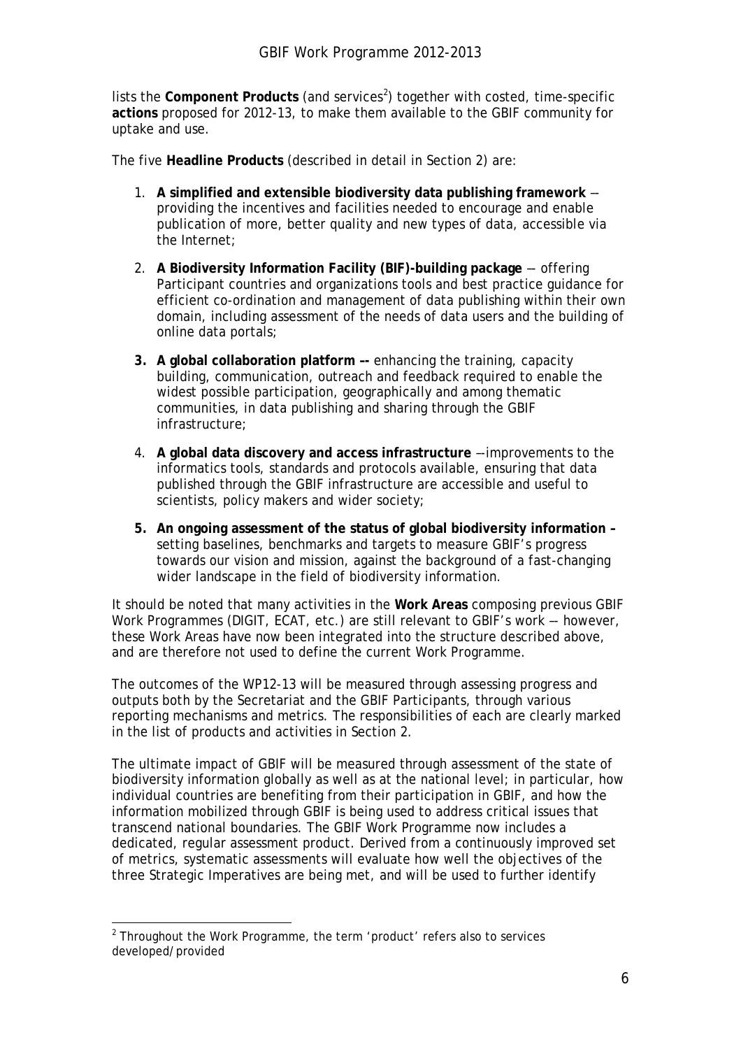lists the **Component Products** (and services[2]) together with costed, time-specific **actions** proposed for 2012-13, to make them available to the GBIF community for uptake and use.

The five **Headline Products** (described in detail in Section 2) are:

1. **A simplified and extensible biodiversity data publishing framework** – providing the incentives and facilities needed to encourage and enable publication of more, better quality and new types of data, accessible via the Internet;
2. **A Biodiversity Information Facility (BIF)-building package** – offering Participant countries and organizations tools and best practice guidance for efficient co-ordination and management of data publishing within their own domain, including assessment of the needs of data users and the building of online data portals;
3. **A global collaboration platform --** enhancing the training, capacity building, communication, outreach and feedback required to enable the widest possible participation, geographically and among thematic communities, in data publishing and sharing through the GBIF infrastructure;
4. **A global data discovery and access infrastructure** –-improvements to the informatics tools, standards and protocols available, ensuring that data published through the GBIF infrastructure are accessible and useful to scientists, policy makers and wider society;
5. **An ongoing assessment of the status of global biodiversity information –** setting baselines, benchmarks and targets to measure GBIF's progress towards our vision and mission, against the background of a fast-changing wider landscape in the field of biodiversity information.

It should be noted that many activities in the **Work Areas** composing previous GBIF Work Programmes (DIGIT, ECAT, etc.) are still relevant to GBIF's work –- however, these Work Areas have now been integrated into the structure described above, and are therefore not used to define the current Work Programme.

The outcomes of the WP12-13 will be measured through assessing progress and outputs both by the Secretariat and the GBIF Participants, through various reporting mechanisms and metrics. The responsibilities of each are clearly marked in the list of products and activities in Section 2.

The ultimate impact of GBIF will be measured through assessment of the state of biodiversity information globally as well as at the national level; in particular, how individual countries are benefiting from their participation in GBIF, and how the information mobilized through GBIF is being used to address critical issues that transcend national boundaries. The GBIF Work Programme now includes a dedicated, regular assessment product. Derived from a continuously improved set of metrics, systematic assessments will evaluate how well the objectives of the three Strategic Imperatives are being met, and will be used to further identify

---

[2] Throughout the Work Programme, the term 'product' refers also to services developed/provided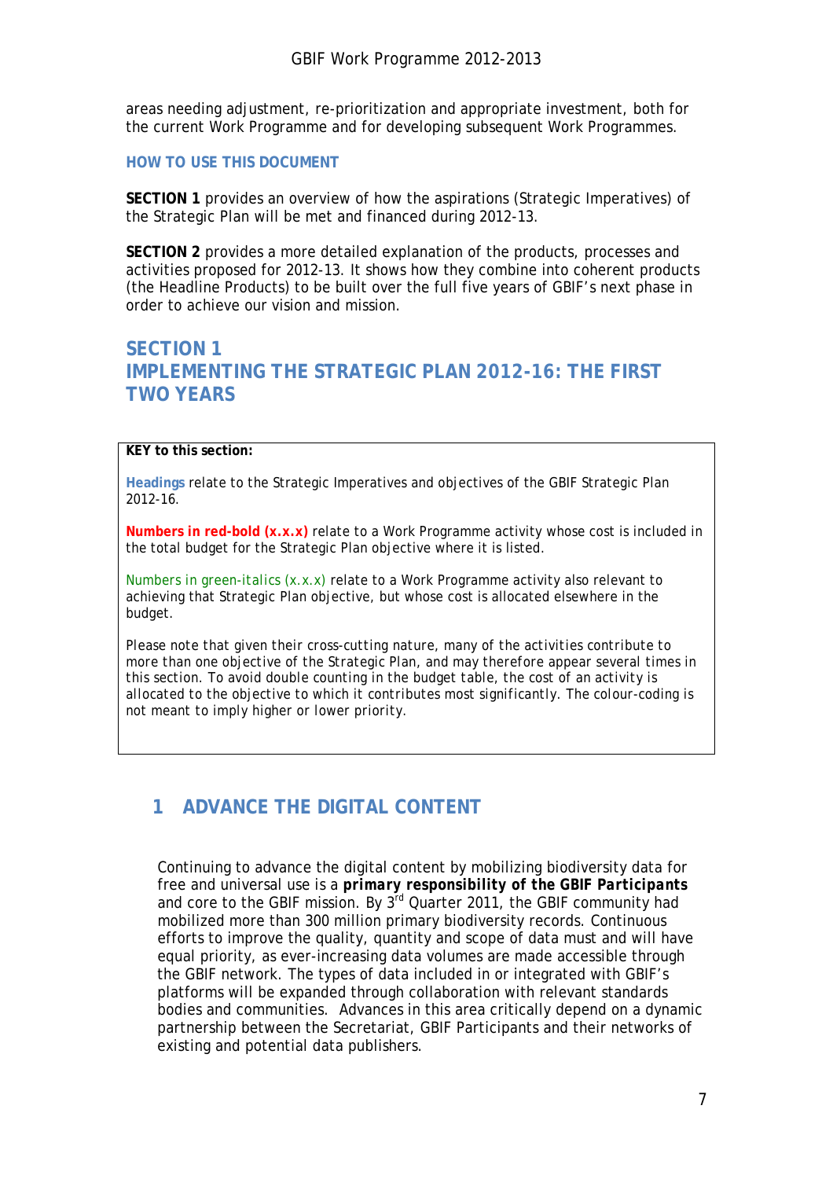areas needing adjustment, re-prioritization and appropriate investment, both for the current Work Programme and for developing subsequent Work Programmes.

### HOW TO USE THIS DOCUMENT

**SECTION 1** provides an overview of how the aspirations (Strategic Imperatives) of the Strategic Plan will be met and financed during 2012-13.

**SECTION 2** provides a more detailed explanation of the products, processes and activities proposed for 2012-13. It shows how they combine into coherent products (the Headline Products) to be built over the full five years of GBIF's next phase in order to achieve our vision and mission.

# SECTION 1
# IMPLEMENTING THE STRATEGIC PLAN 2012-16: THE FIRST TWO YEARS

> **KEY to this section:**
>
> **Headings** relate to the Strategic Imperatives and objectives of the GBIF Strategic Plan 2012-16.
>
> **Numbers in red-bold (x.x.x)** relate to a Work Programme activity whose cost is included in the total budget for the Strategic Plan objective where it is listed.
>
> *Numbers in green-italics (x.x.x)* relate to a Work Programme activity also relevant to achieving that Strategic Plan objective, but whose cost is allocated elsewhere in the budget.
>
> *Please note that given their cross-cutting nature, many of the activities contribute to more than one objective of the Strategic Plan, and may therefore appear several times in this section. To avoid double counting in the budget table, the cost of an activity is allocated to the objective to which it contributes most significantly. The colour-coding is not meant to imply higher or lower priority.*

## 1 ADVANCE THE DIGITAL CONTENT

Continuing to advance the digital content by mobilizing biodiversity data for free and universal use is a ***primary responsibility of the GBIF Participants*** and core to the GBIF mission. By 3rd Quarter 2011, the GBIF community had mobilized more than 300 million primary biodiversity records. Continuous efforts to improve the quality, quantity and scope of data must and will have equal priority, as ever-increasing data volumes are made accessible through the GBIF network. The types of data included in or integrated with GBIF's platforms will be expanded through collaboration with relevant standards bodies and communities. Advances in this area critically depend on a dynamic partnership between the Secretariat, GBIF Participants and their networks of existing and potential data publishers.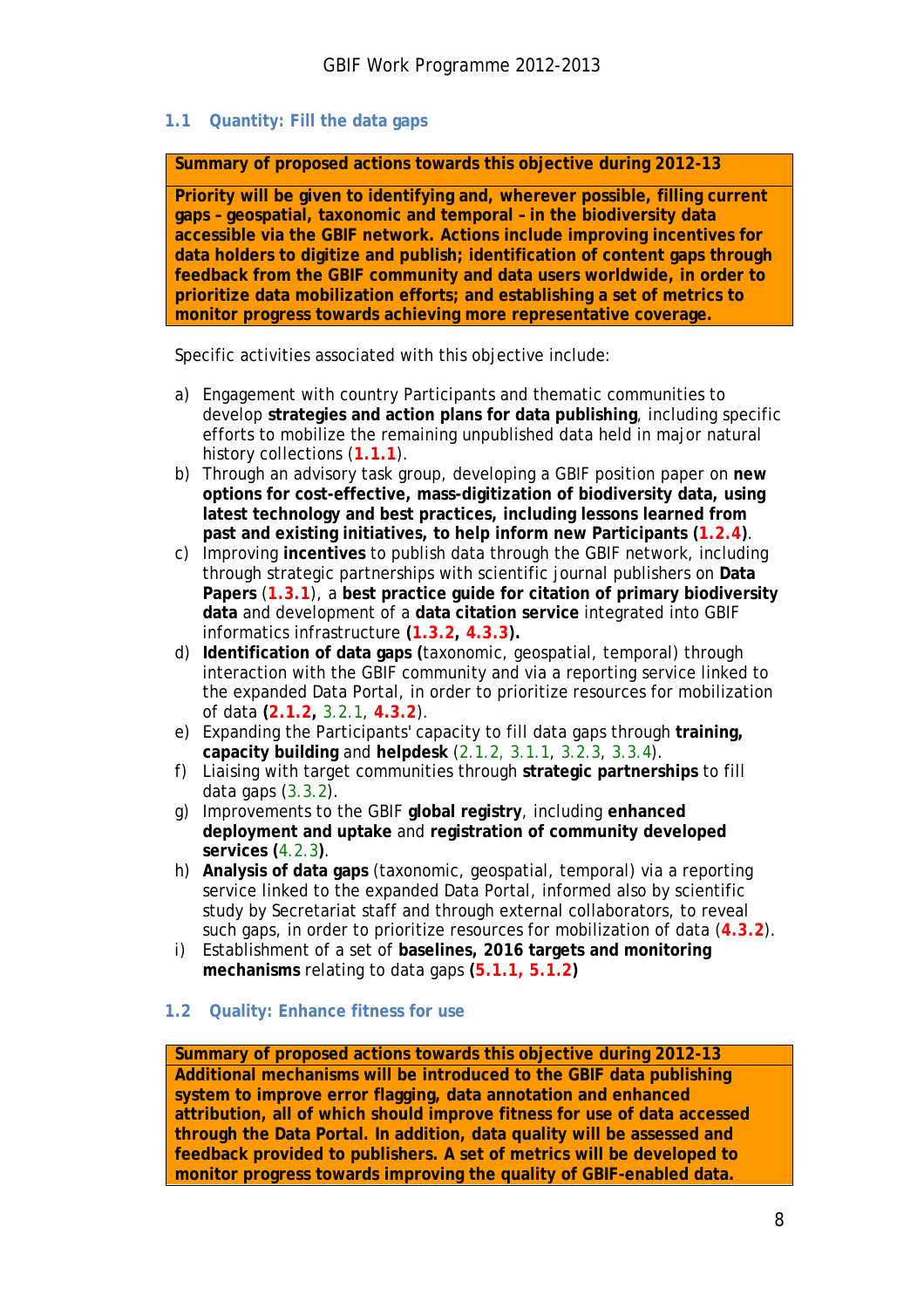### 1.1 Quantity: Fill the data gaps

| **Summary of proposed actions towards this objective during 2012-13** |
|---|
| **Priority will be given to identifying and, wherever possible, filling current gaps – geospatial, taxonomic and temporal – in the biodiversity data accessible via the GBIF network. Actions include improving incentives for data holders to digitize and publish; identification of content gaps through feedback from the GBIF community and data users worldwide, in order to prioritize data mobilization efforts; and establishing a set of metrics to monitor progress towards achieving more representative coverage.** |

Specific activities associated with this objective include:

a) Engagement with country Participants and thematic communities to develop **strategies and action plans for data publishing**, including specific efforts to mobilize the remaining unpublished data held in major natural history collections (**1.1.1**).

b) Through an advisory task group, developing a GBIF position paper on **new options for cost-effective, mass-digitization of biodiversity data, using latest technology and best practices, including lessons learned from past and existing initiatives, to help inform new Participants (1.2.4)**.

c) Improving **incentives** to publish data through the GBIF network, including through strategic partnerships with scientific journal publishers on **Data Papers** (**1.3.1**), a **best practice guide for citation of primary biodiversity data** and development of a **data citation service** integrated into GBIF informatics infrastructure **(1.3.2, 4.3.3).**

d) **Identification of data gaps (**taxonomic, geospatial, temporal) through interaction with the GBIF community and via a reporting service linked to the expanded Data Portal, in order to prioritize resources for mobilization of data **(2.1.2,** 3.2.1, **4.3.2**).

e) Expanding the Participants' capacity to fill data gaps through **training, capacity building** and **helpdesk** (2.1.2, 3.1.1, 3.2.3, 3.3.4).

f) Liaising with target communities through **strategic partnerships** to fill data gaps (3.3.2).

g) Improvements to the GBIF **global registry**, including **enhanced deployment and uptake** and **registration of community developed services (**4.2.3**)**.

h) **Analysis of data gaps** (taxonomic, geospatial, temporal) via a reporting service linked to the expanded Data Portal, informed also by scientific study by Secretariat staff and through external collaborators, to reveal such gaps, in order to prioritize resources for mobilization of data (**4.3.2**).

i) Establishment of a set of **baselines, 2016 targets and monitoring mechanisms** relating to data gaps **(5.1.1, 5.1.2)**

### 1.2 Quality: Enhance fitness for use

| **Summary of proposed actions towards this objective during 2012-13** |
|---|
| **Additional mechanisms will be introduced to the GBIF data publishing system to improve error flagging, data annotation and enhanced attribution, all of which should improve fitness for use of data accessed through the Data Portal. In addition, data quality will be assessed and feedback provided to publishers. A set of metrics will be developed to monitor progress towards improving the quality of GBIF-enabled data.** |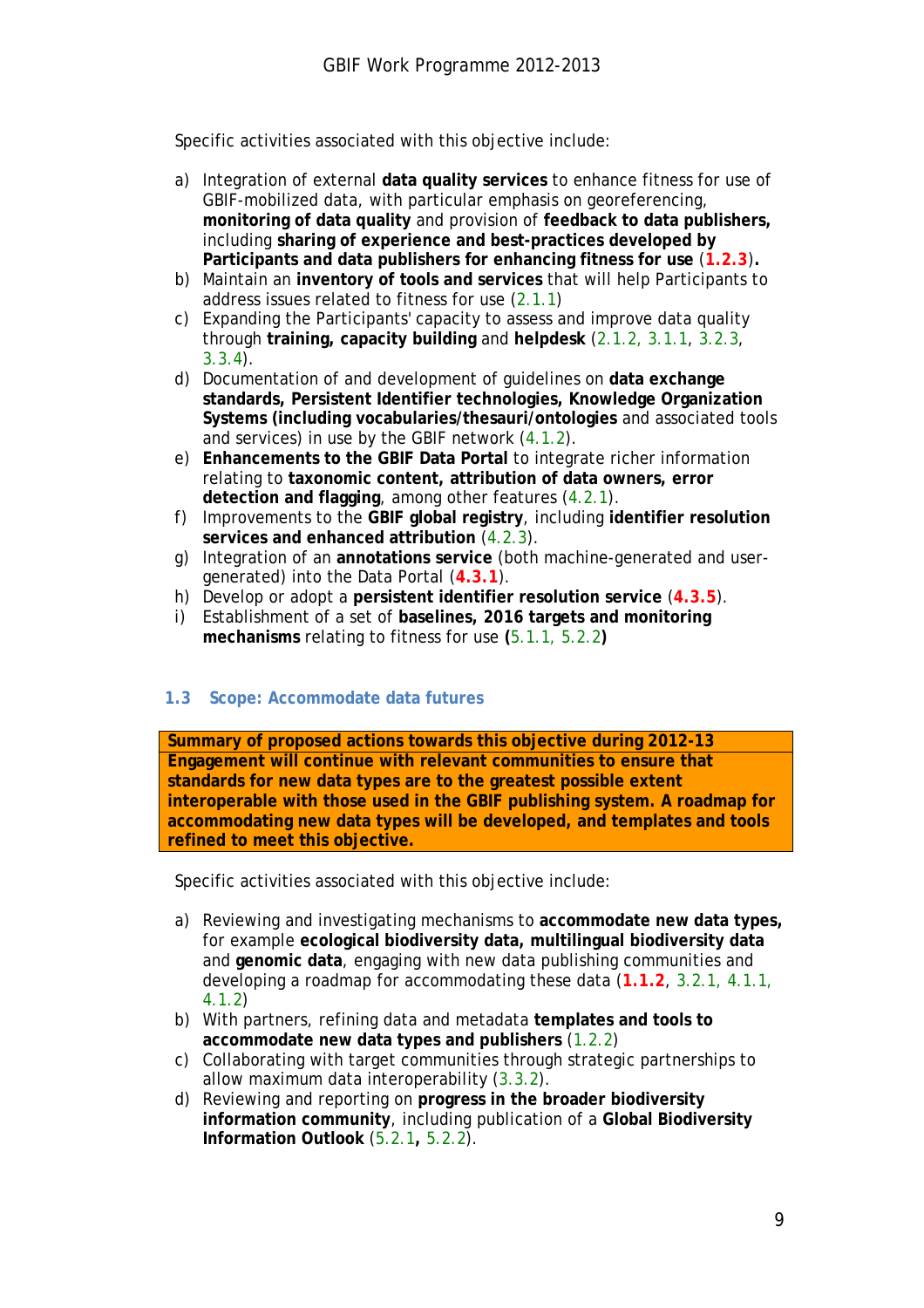Specific activities associated with this objective include:

a) Integration of external **data quality services** to enhance fitness for use of GBIF-mobilized data, with particular emphasis on georeferencing, **monitoring of data quality** and provision of **feedback to data publishers, including sharing of experience and best-practices developed by Participants and data publishers for enhancing fitness for use** (**1.2.3**)**.**
b) Maintain an **inventory of tools and services** that will help Participants to address issues related to fitness for use (2.1.1)
c) Expanding the Participants' capacity to assess and improve data quality through **training, capacity building** and **helpdesk** (2.1.2, 3.1.1, 3.2.3, 3.3.4).
d) Documentation of and development of guidelines on **data exchange standards, Persistent Identifier technologies, Knowledge Organization Systems (including vocabularies/thesauri/ontologies** and associated tools and services) in use by the GBIF network (4.1.2).
e) **Enhancements to the GBIF Data Portal** to integrate richer information relating to **taxonomic content, attribution of data owners, error detection and flagging**, among other features (4.2.1).
f) Improvements to the **GBIF global registry**, including **identifier resolution services and enhanced attribution** (4.2.3).
g) Integration of an **annotations service** (both machine-generated and user-generated) into the Data Portal (**4.3.1**).
h) Develop or adopt a **persistent identifier resolution service** (**4.3.5**).
i) Establishment of a set of **baselines, 2016 targets and monitoring mechanisms** relating to fitness for use **(**5.1.1, 5.2.2**)**

### 1.3 Scope: Accommodate data futures

| **Summary of proposed actions towards this objective during 2012-13** |
|---|
| **Engagement will continue with relevant communities to ensure that standards for new data types are to the greatest possible extent interoperable with those used in the GBIF publishing system. A roadmap for accommodating new data types will be developed, and templates and tools refined to meet this objective.** |

Specific activities associated with this objective include:

a) Reviewing and investigating mechanisms to **accommodate new data types,** for example **ecological biodiversity data, multilingual biodiversity data** and **genomic data**, engaging with new data publishing communities and developing a roadmap for accommodating these data (**1.1.2**, 3.2.1, 4.1.1, 4.1.2)
b) With partners, refining data and metadata **templates and tools to accommodate new data types and publishers** (1.2.2)
c) Collaborating with target communities through strategic partnerships to allow maximum data interoperability (3.3.2).
d) Reviewing and reporting on **progress in the broader biodiversity information community**, including publication of a **Global Biodiversity Information Outlook** (5.2.1**,** 5.2.2).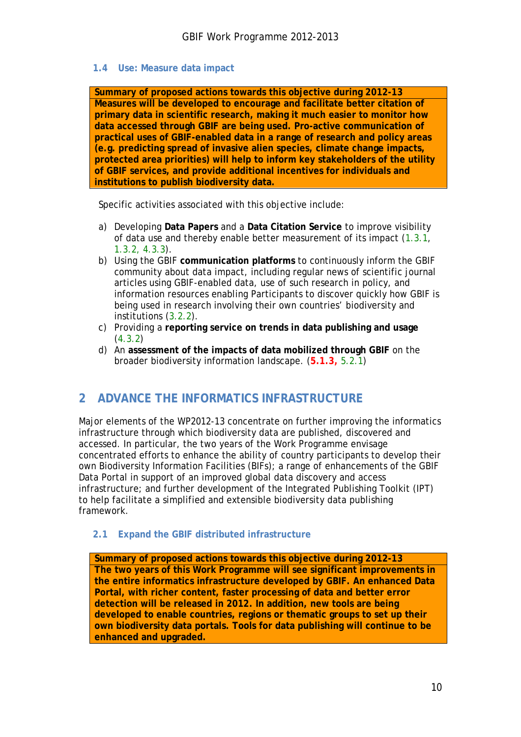### 1.4 Use: Measure data impact

| **Summary of proposed actions towards this objective during 2012-13** |
|---|
| **Measures will be developed to encourage and facilitate better citation of primary data in scientific research, making it much easier to monitor how data accessed through GBIF are being used. Pro-active communication of practical uses of GBIF-enabled data in a range of research and policy areas (e.g. predicting spread of invasive alien species, climate change impacts, protected area priorities) will help to inform key stakeholders of the utility of GBIF services, and provide additional incentives for individuals and institutions to publish biodiversity data.** |

Specific activities associated with this objective include:

a) Developing **Data Papers** and a **Data Citation Service** to improve visibility of data use and thereby enable better measurement of its impact (1.3.1, 1.3.2, 4.3.3).
b) Using the GBIF **communication platforms** to continuously inform the GBIF community about data impact, including regular news of scientific journal articles using GBIF-enabled data, use of such research in policy, and information resources enabling Participants to discover quickly how GBIF is being used in research involving their own countries' biodiversity and institutions (3.2.2).
c) Providing a **reporting service on trends in data publishing and usage** (4.3.2)
d) An **assessment of the impacts of data mobilized through GBIF** on the broader biodiversity information landscape. (**5.1.3,** 5.2.1)

## 2 ADVANCE THE INFORMATICS INFRASTRUCTURE

Major elements of the WP2012-13 concentrate on further improving the informatics infrastructure through which biodiversity data are published, discovered and accessed. In particular, the two years of the Work Programme envisage concentrated efforts to enhance the ability of country participants to develop their own Biodiversity Information Facilities (BIFs); a range of enhancements of the GBIF Data Portal in support of an improved global data discovery and access infrastructure; and further development of the Integrated Publishing Toolkit (IPT) to help facilitate a simplified and extensible biodiversity data publishing framework.

### 2.1 Expand the GBIF distributed infrastructure

| **Summary of proposed actions towards this objective during 2012-13** |
|---|
| **The two years of this Work Programme will see significant improvements in the entire informatics infrastructure developed by GBIF. An enhanced Data Portal, with richer content, faster processing of data and better error detection will be released in 2012. In addition, new tools are being developed to enable countries, regions or thematic groups to set up their own biodiversity data portals. Tools for data publishing will continue to be enhanced and upgraded.** |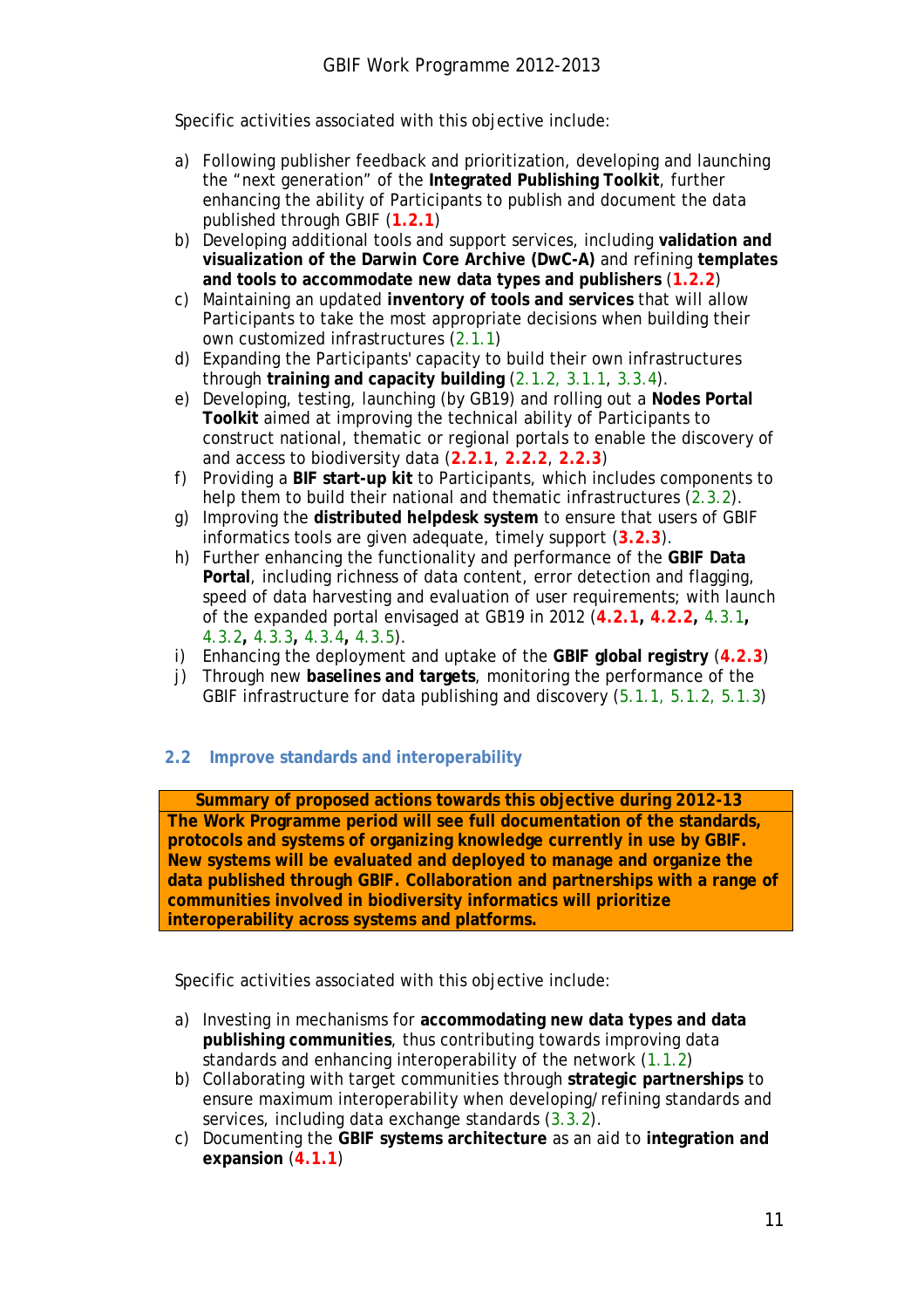Specific activities associated with this objective include:

a) Following publisher feedback and prioritization, developing and launching the "next generation" of the **Integrated Publishing Toolkit**, further enhancing the ability of Participants to publish and document the data published through GBIF (**1.2.1**)
b) Developing additional tools and support services, including **validation and visualization of the Darwin Core Archive (DwC-A)** and refining **templates and tools to accommodate new data types and publishers** (**1.2.2**)
c) Maintaining an updated **inventory of tools and services** that will allow Participants to take the most appropriate decisions when building their own customized infrastructures (2.1.1)
d) Expanding the Participants' capacity to build their own infrastructures through **training and capacity building** (2.1.2, 3.1.1, 3.3.4).
e) Developing, testing, launching (by GB19) and rolling out a **Nodes Portal Toolkit** aimed at improving the technical ability of Participants to construct national, thematic or regional portals to enable the discovery of and access to biodiversity data (**2.2.1**, **2.2.2**, **2.2.3**)
f) Providing a **BIF start-up kit** to Participants, which includes components to help them to build their national and thematic infrastructures (2.3.2).
g) Improving the **distributed helpdesk system** to ensure that users of GBIF informatics tools are given adequate, timely support (**3.2.3**).
h) Further enhancing the functionality and performance of the **GBIF Data Portal**, including richness of data content, error detection and flagging, speed of data harvesting and evaluation of user requirements; with launch of the expanded portal envisaged at GB19 in 2012 (**4.2.1**, **4.2.2**, 4.3.1, 4.3.2, 4.3.3, 4.3.4, 4.3.5).
i) Enhancing the deployment and uptake of the **GBIF global registry** (**4.2.3**)
j) Through new **baselines and targets**, monitoring the performance of the GBIF infrastructure for data publishing and discovery (5.1.1, 5.1.2, 5.1.3)

## 2.2 Improve standards and interoperability

| **Summary of proposed actions towards this objective during 2012-13** |
| --- |
| **The Work Programme period will see full documentation of the standards, protocols and systems of organizing knowledge currently in use by GBIF. New systems will be evaluated and deployed to manage and organize the data published through GBIF. Collaboration and partnerships with a range of communities involved in biodiversity informatics will prioritize interoperability across systems and platforms.** |

Specific activities associated with this objective include:

a) Investing in mechanisms for **accommodating new data types and data publishing communities**, thus contributing towards improving data standards and enhancing interoperability of the network (1.1.2)
b) Collaborating with target communities through **strategic partnerships** to ensure maximum interoperability when developing/refining standards and services, including data exchange standards (3.3.2).
c) Documenting the **GBIF systems architecture** as an aid to **integration and expansion** (**4.1.1**)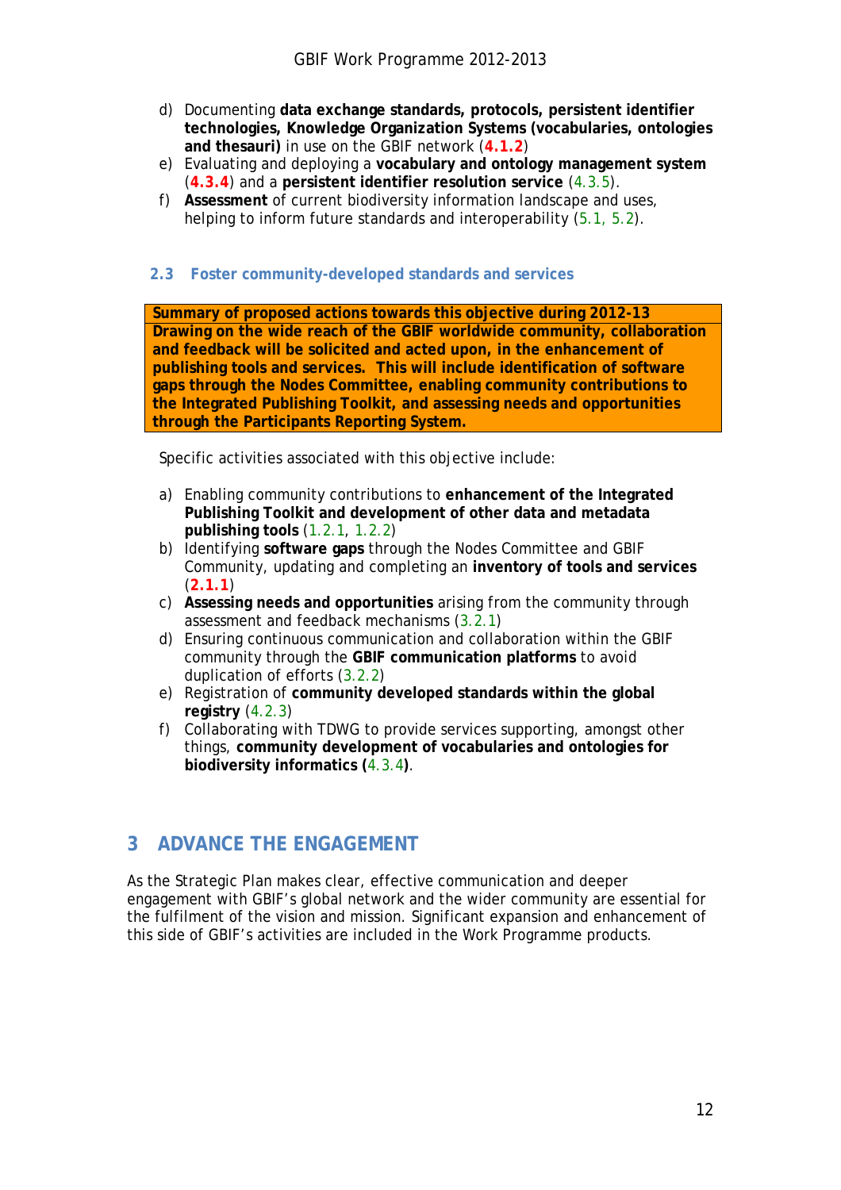d) Documenting **data exchange standards, protocols, persistent identifier technologies, Knowledge Organization Systems (vocabularies, ontologies and thesauri)** in use on the GBIF network (**4.1.2**)
e) Evaluating and deploying a **vocabulary and ontology management system** (**4.3.4**) and a **persistent identifier resolution service** (4.3.5).
f) **Assessment** of current biodiversity information landscape and uses, helping to inform future standards and interoperability (5.1, 5.2).

### 2.3 Foster community-developed standards and services

| **Summary of proposed actions towards this objective during 2012-13** |
| --- |
| **Drawing on the wide reach of the GBIF worldwide community, collaboration and feedback will be solicited and acted upon, in the enhancement of publishing tools and services. This will include identification of software gaps through the Nodes Committee, enabling community contributions to the Integrated Publishing Toolkit, and assessing needs and opportunities through the Participants Reporting System.** |

Specific activities associated with this objective include:

a) Enabling community contributions to **enhancement of the Integrated Publishing Toolkit and development of other data and metadata publishing tools** (1.2.1, 1.2.2)
b) Identifying **software gaps** through the Nodes Committee and GBIF Community, updating and completing an **inventory of tools and services** (**2.1.1**)
c) **Assessing needs and opportunities** arising from the community through assessment and feedback mechanisms (3.2.1)
d) Ensuring continuous communication and collaboration within the GBIF community through the **GBIF communication platforms** to avoid duplication of efforts (3.2.2)
e) Registration of **community developed standards within the global registry** (4.2.3)
f) Collaborating with TDWG to provide services supporting, amongst other things, **community development of vocabularies and ontologies for biodiversity informatics (**4.3.4**)**.

## 3 ADVANCE THE ENGAGEMENT

As the Strategic Plan makes clear, effective communication and deeper engagement with GBIF's global network and the wider community are essential for the fulfilment of the vision and mission. Significant expansion and enhancement of this side of GBIF's activities are included in the Work Programme products.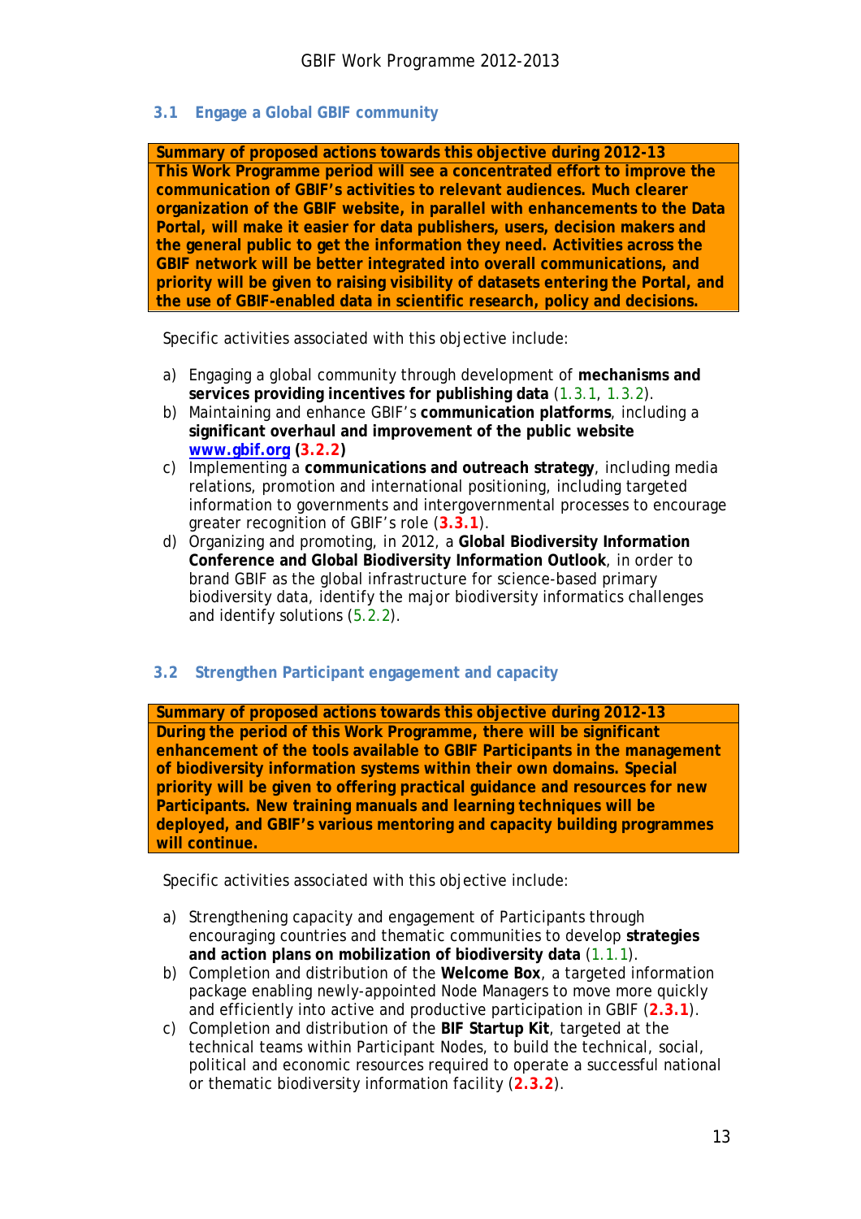### 3.1 Engage a Global GBIF community

| Summary of proposed actions towards this objective during 2012-13 |
|---|
| This Work Programme period will see a concentrated effort to improve the communication of GBIF's activities to relevant audiences. Much clearer organization of the GBIF website, in parallel with enhancements to the Data Portal, will make it easier for data publishers, users, decision makers and the general public to get the information they need. Activities across the GBIF network will be better integrated into overall communications, and priority will be given to raising visibility of datasets entering the Portal, and the use of GBIF-enabled data in scientific research, policy and decisions. |

Specific activities associated with this objective include:

a) Engaging a global community through development of **mechanisms and services providing incentives for publishing data** (1.3.1, 1.3.2).
b) Maintaining and enhance GBIF's **communication platforms**, including a **significant overhaul and improvement of the public website [www.gbif.org](http://www.gbif.org) (3.2.2)**
c) Implementing a **communications and outreach strategy**, including media relations, promotion and international positioning, including targeted information to governments and intergovernmental processes to encourage greater recognition of GBIF's role (**3.3.1**).
d) Organizing and promoting, in 2012, a **Global Biodiversity Information Conference and Global Biodiversity Information Outlook**, in order to brand GBIF as the global infrastructure for science-based primary biodiversity data, identify the major biodiversity informatics challenges and identify solutions (5.2.2).

### 3.2 Strengthen Participant engagement and capacity

| Summary of proposed actions towards this objective during 2012-13 |
|---|
| During the period of this Work Programme, there will be significant enhancement of the tools available to GBIF Participants in the management of biodiversity information systems within their own domains. Special priority will be given to offering practical guidance and resources for new Participants. New training manuals and learning techniques will be deployed, and GBIF's various mentoring and capacity building programmes will continue. |

Specific activities associated with this objective include:

a) Strengthening capacity and engagement of Participants through encouraging countries and thematic communities to develop **strategies and action plans on mobilization of biodiversity data** (1.1.1).
b) Completion and distribution of the **Welcome Box**, a targeted information package enabling newly-appointed Node Managers to move more quickly and efficiently into active and productive participation in GBIF (**2.3.1**).
c) Completion and distribution of the **BIF Startup Kit**, targeted at the technical teams within Participant Nodes, to build the technical, social, political and economic resources required to operate a successful national or thematic biodiversity information facility (**2.3.2**).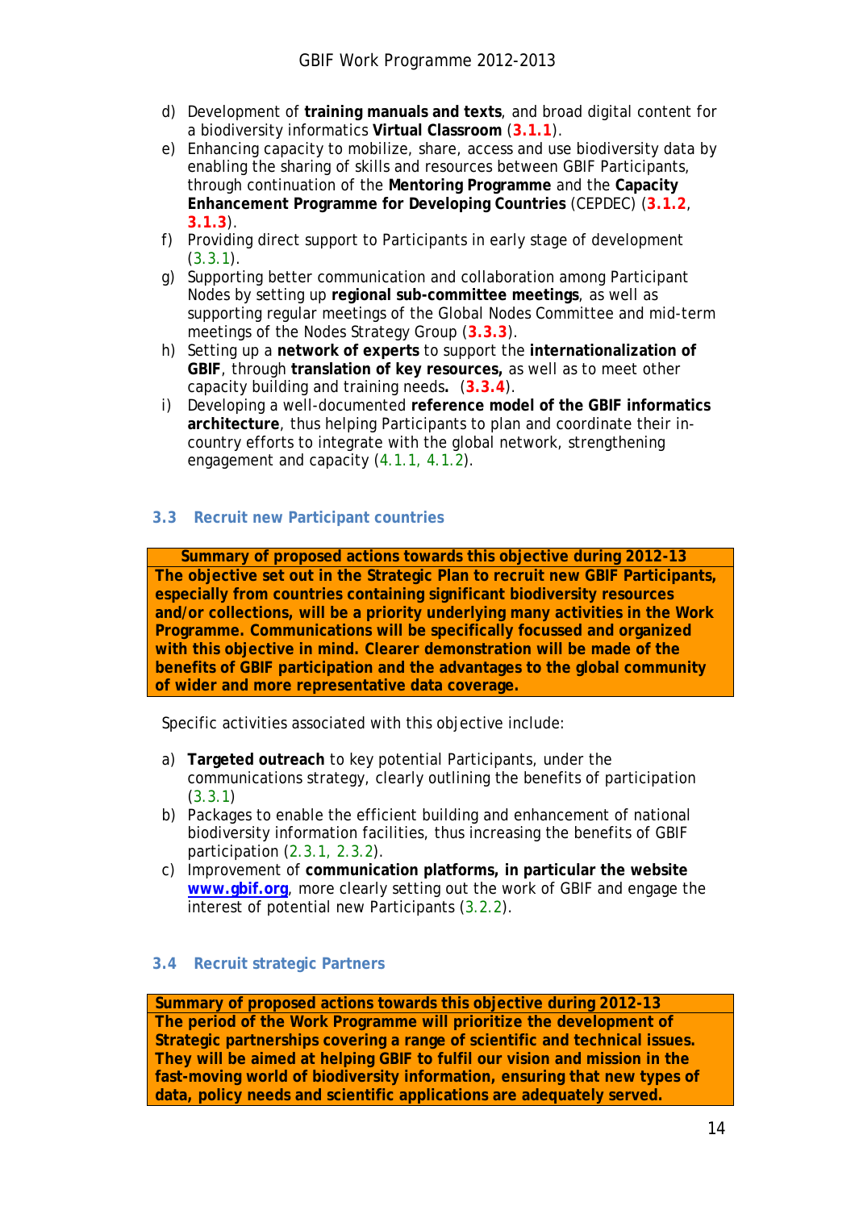d) Development of **training manuals and texts**, and broad digital content for a biodiversity informatics **Virtual Classroom** (**3.1.1**).
e) Enhancing capacity to mobilize, share, access and use biodiversity data by enabling the sharing of skills and resources between GBIF Participants, through continuation of the **Mentoring Programme** and the **Capacity Enhancement Programme for Developing Countries** (CEPDEC) (**3.1.2**, **3.1.3**).
f) Providing direct support to Participants in early stage of development (3.3.1).
g) Supporting better communication and collaboration among Participant Nodes by setting up **regional sub-committee meetings**, as well as supporting regular meetings of the Global Nodes Committee and mid-term meetings of the Nodes Strategy Group (**3.3.3**).
h) Setting up a **network of experts** to support the **internationalization of GBIF**, through **translation of key resources,** as well as to meet other capacity building and training needs**.** (**3.3.4**).
i) Developing a well-documented **reference model of the GBIF informatics architecture**, thus helping Participants to plan and coordinate their in-country efforts to integrate with the global network, strengthening engagement and capacity (4.1.1, 4.1.2).

### 3.3 Recruit new Participant countries

| **Summary of proposed actions towards this objective during 2012-13** |
|---|
| **The objective set out in the Strategic Plan to recruit new GBIF Participants, especially from countries containing significant biodiversity resources and/or collections, will be a priority underlying many activities in the Work Programme. Communications will be specifically focussed and organized with this objective in mind. Clearer demonstration will be made of the benefits of GBIF participation and the advantages to the global community of wider and more representative data coverage.** |

Specific activities associated with this objective include:

a) **Targeted outreach** to key potential Participants, under the communications strategy, clearly outlining the benefits of participation (3.3.1)
b) Packages to enable the efficient building and enhancement of national biodiversity information facilities, thus increasing the benefits of GBIF participation (2.3.1, 2.3.2).
c) Improvement of **communication platforms, in particular the website [www.gbif.org](http://www.gbif.org)**, more clearly setting out the work of GBIF and engage the interest of potential new Participants (3.2.2).

### 3.4 Recruit strategic Partners

| **Summary of proposed actions towards this objective during 2012-13** |
|---|
| **The period of the Work Programme will prioritize the development of Strategic partnerships covering a range of scientific and technical issues. They will be aimed at helping GBIF to fulfil our vision and mission in the fast-moving world of biodiversity information, ensuring that new types of data, policy needs and scientific applications are adequately served.** |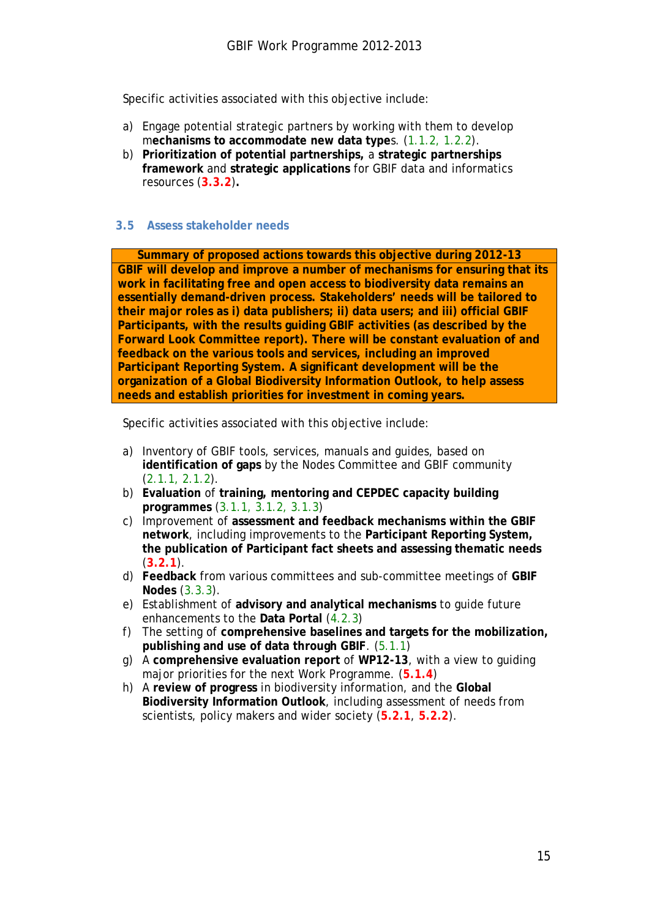Specific activities associated with this objective include:

a) Engage potential strategic partners by working with them to develop m**echanisms to accommodate new data type**s. (1.1.2, 1.2.2).
b) **Prioritization of potential partnerships,** a **strategic partnerships framework** and **strategic applications** for GBIF data and informatics resources (**3.3.2**)**.**

### 3.5 Assess stakeholder needs

| **Summary of proposed actions towards this objective during 2012-13** |
|---|
| **GBIF will develop and improve a number of mechanisms for ensuring that its work in facilitating free and open access to biodiversity data remains an essentially demand-driven process. Stakeholders' needs will be tailored to their major roles as i) data publishers; ii) data users; and iii) official GBIF Participants, with the results guiding GBIF activities (as described by the Forward Look Committee report). There will be constant evaluation of and feedback on the various tools and services, including an improved Participant Reporting System. A significant development will be the organization of a Global Biodiversity Information Outlook, to help assess needs and establish priorities for investment in coming years.** |

Specific activities associated with this objective include:

a) Inventory of GBIF tools, services, manuals and guides, based on **identification of gaps** by the Nodes Committee and GBIF community (2.1.1, 2.1.2).
b) **Evaluation** of **training, mentoring and CEPDEC capacity building programmes** (3.1.1, 3.1.2, 3.1.3)
c) Improvement of **assessment and feedback mechanisms within the GBIF network**, including improvements to the **Participant Reporting System, the publication of Participant fact sheets and assessing thematic needs** (**3.2.1**).
d) **Feedback** from various committees and sub-committee meetings of **GBIF Nodes** (3.3.3).
e) Establishment of **advisory and analytical mechanisms** to guide future enhancements to the **Data Portal** (4.2.3)
f) The setting of **comprehensive baselines and targets for the mobilization, publishing and use of data through GBIF**. (5.1.1)
g) A **comprehensive evaluation report** of **WP12-13**, with a view to guiding major priorities for the next Work Programme. (**5.1.4**)
h) A **review of progress** in biodiversity information, and the **Global Biodiversity Information Outlook**, including assessment of needs from scientists, policy makers and wider society (**5.2.1**, **5.2.2**).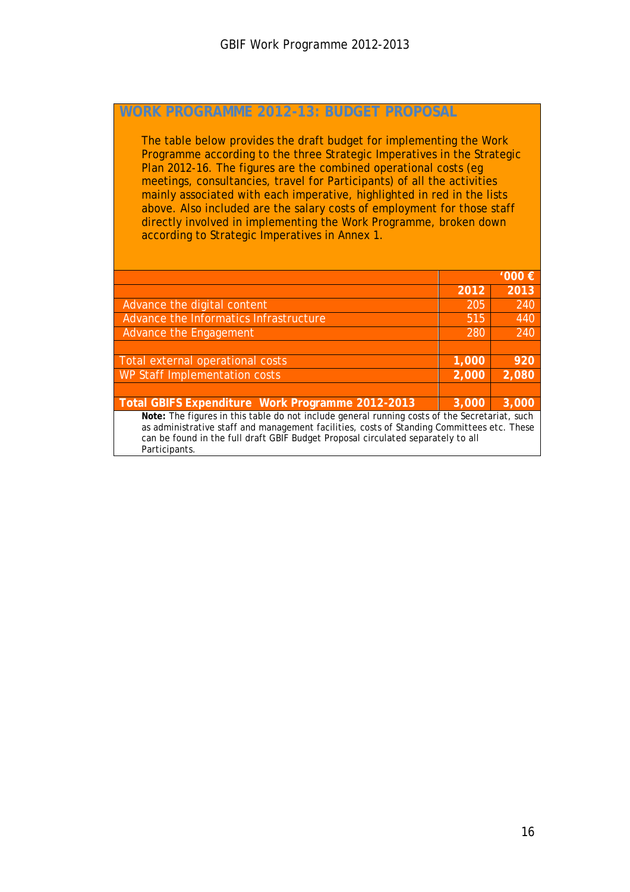## WORK PROGRAMME 2012-13: BUDGET PROPOSAL

The table below provides the draft budget for implementing the Work Programme according to the three Strategic Imperatives in the Strategic Plan 2012-16. The figures are the combined operational costs (eg meetings, consultancies, travel for Participants) of all the activities mainly associated with each imperative, highlighted in red in the lists above. Also included are the salary costs of employment for those staff directly involved in implementing the Work Programme, broken down according to Strategic Imperatives in Annex 1.

| | | '000 € |
|---|---|---|
| | **2012** | **2013** |
| Advance the digital content | 205 | 240 |
| Advance the Informatics Infrastructure | 515 | 440 |
| Advance the Engagement | 280 | 240 |
| | | |
| Total external operational costs | **1,000** | **920** |
| WP Staff Implementation costs | **2,000** | **2,080** |
| | | |
| **Total GBIFS Expenditure Work Programme 2012-2013** | **3,000** | **3,000** |

**Note:** The figures in this table do not include general running costs of the Secretariat, such as administrative staff and management facilities, costs of Standing Committees etc. These can be found in the full draft GBIF Budget Proposal circulated separately to all Participants.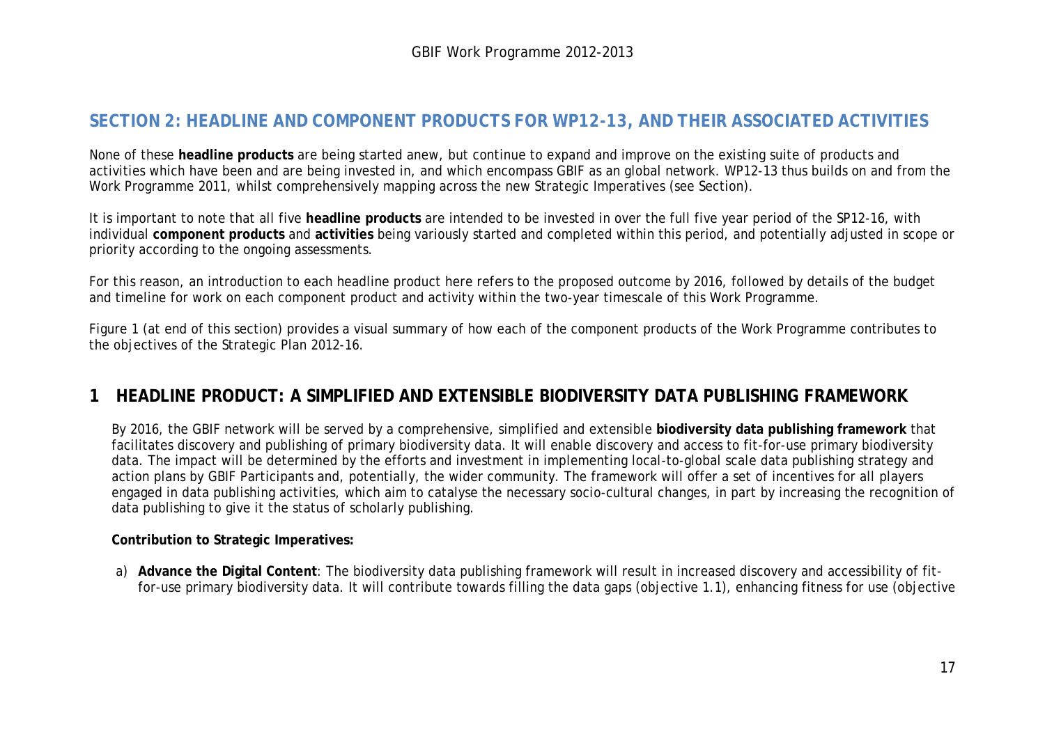## SECTION 2: HEADLINE AND COMPONENT PRODUCTS FOR WP12-13, AND THEIR ASSOCIATED ACTIVITIES

None of these **headline products** are being started anew, but continue to expand and improve on the existing suite of products and activities which have been and are being invested in, and which encompass GBIF as an global network. WP12-13 thus builds on and from the Work Programme 2011, whilst comprehensively mapping across the new Strategic Imperatives (see Section).

It is important to note that all five **headline products** are intended to be invested in over the full five year period of the SP12-16, with individual **component products** and **activities** being variously started and completed within this period, and potentially adjusted in scope or priority according to the ongoing assessments.

For this reason, an introduction to each headline product here refers to the proposed outcome by 2016, followed by details of the budget and timeline for work on each component product and activity within the two-year timescale of this Work Programme.

Figure 1 (at end of this section) provides a visual summary of how each of the component products of the Work Programme contributes to the objectives of the Strategic Plan 2012-16.

## 1 HEADLINE PRODUCT: A SIMPLIFIED AND EXTENSIBLE BIODIVERSITY DATA PUBLISHING FRAMEWORK

By 2016, the GBIF network will be served by a comprehensive, simplified and extensible **biodiversity data publishing framework** that facilitates discovery and publishing of primary biodiversity data. It will enable discovery and access to fit-for-use primary biodiversity data. The impact will be determined by the efforts and investment in implementing local-to-global scale data publishing strategy and action plans by GBIF Participants and, potentially, the wider community. The framework will offer a set of incentives for all players engaged in data publishing activities, which aim to catalyse the necessary socio-cultural changes, in part by increasing the recognition of data publishing to give it the status of scholarly publishing.

**Contribution to Strategic Imperatives:**

a) **Advance the Digital Content**: The biodiversity data publishing framework will result in increased discovery and accessibility of fit-for-use primary biodiversity data. It will contribute towards filling the data gaps (objective 1.1), enhancing fitness for use (objective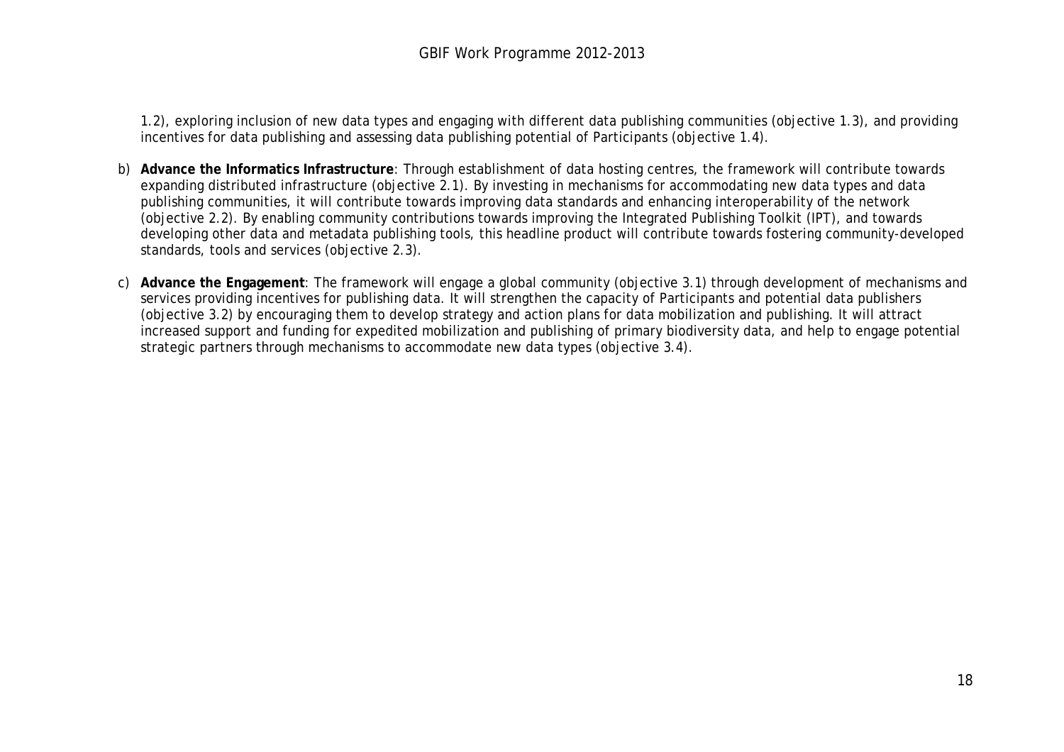1.2), exploring inclusion of new data types and engaging with different data publishing communities (objective 1.3), and providing incentives for data publishing and assessing data publishing potential of Participants (objective 1.4).

b) **Advance the Informatics Infrastructure**: Through establishment of data hosting centres, the framework will contribute towards expanding distributed infrastructure (objective 2.1). By investing in mechanisms for accommodating new data types and data publishing communities, it will contribute towards improving data standards and enhancing interoperability of the network (objective 2.2). By enabling community contributions towards improving the Integrated Publishing Toolkit (IPT), and towards developing other data and metadata publishing tools, this headline product will contribute towards fostering community-developed standards, tools and services (objective 2.3).

c) **Advance the Engagement**: The framework will engage a global community (objective 3.1) through development of mechanisms and services providing incentives for publishing data. It will strengthen the capacity of Participants and potential data publishers (objective 3.2) by encouraging them to develop strategy and action plans for data mobilization and publishing. It will attract increased support and funding for expedited mobilization and publishing of primary biodiversity data, and help to engage potential strategic partners through mechanisms to accommodate new data types (objective 3.4).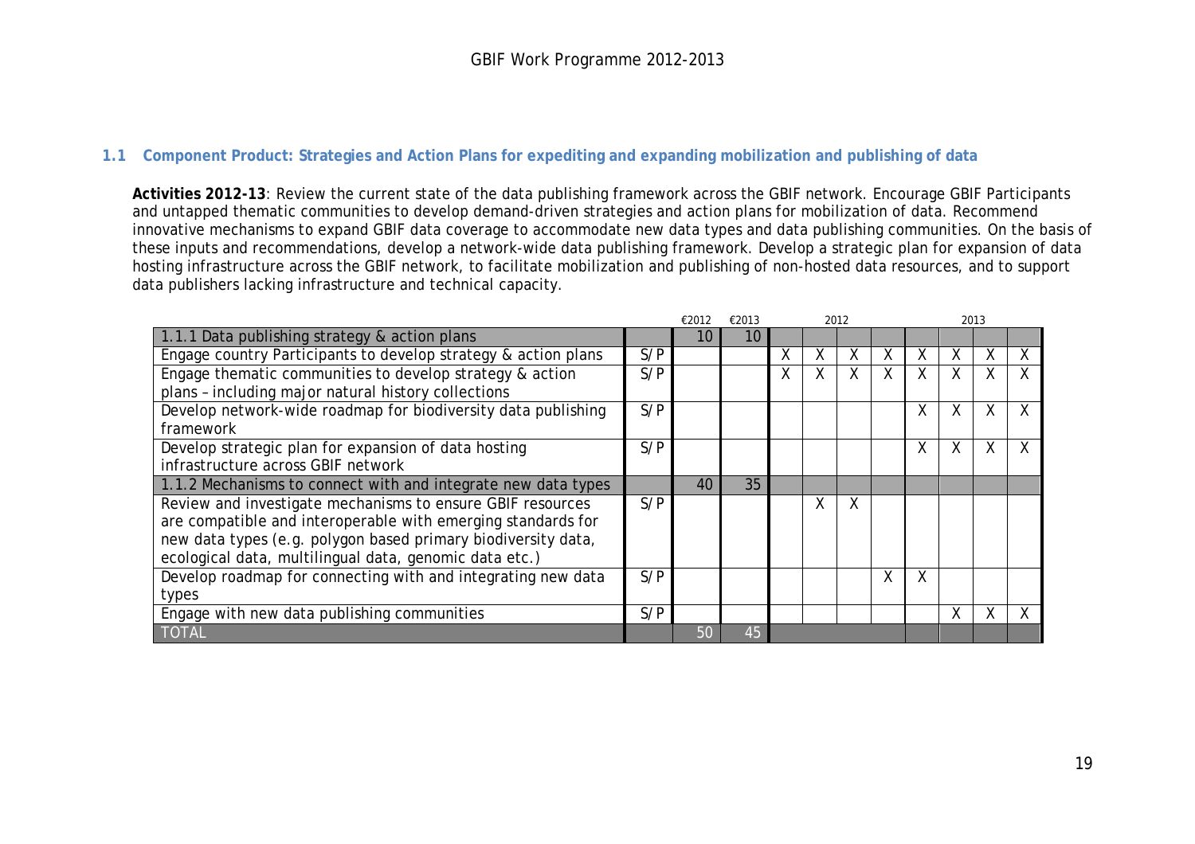### 1.1 Component Product: Strategies and Action Plans for expediting and expanding mobilization and publishing of data

**Activities 2012-13**: Review the current state of the data publishing framework across the GBIF network. Encourage GBIF Participants and untapped thematic communities to develop demand-driven strategies and action plans for mobilization of data. Recommend innovative mechanisms to expand GBIF data coverage to accommodate new data types and data publishing communities. On the basis of these inputs and recommendations, develop a network-wide data publishing framework. Develop a strategic plan for expansion of data hosting infrastructure across the GBIF network, to facilitate mobilization and publishing of non-hosted data resources, and to support data publishers lacking infrastructure and technical capacity.

| | | €2012 | €2013 | 2012 | | | | 2013 | | | |
|---|---|---|---|---|---|---|---|---|---|---|---|
| 1.1.1 Data publishing strategy & action plans | | 10 | 10 | | | | | | | | |
| Engage country Participants to develop strategy & action plans | S/P | | | X | X | X | X | X | X | X | X |
| Engage thematic communities to develop strategy & action plans – including major natural history collections | S/P | | | X | X | X | X | X | X | X | X |
| Develop network-wide roadmap for biodiversity data publishing framework | S/P | | | | | | | X | X | X | X |
| Develop strategic plan for expansion of data hosting infrastructure across GBIF network | S/P | | | | | | | X | X | X | X |
| 1.1.2 Mechanisms to connect with and integrate new data types | | 40 | 35 | | | | | | | | |
| Review and investigate mechanisms to ensure GBIF resources are compatible and interoperable with emerging standards for new data types (e.g. polygon based primary biodiversity data, ecological data, multilingual data, genomic data etc.) | S/P | | | | X | X | | | | | |
| Develop roadmap for connecting with and integrating new data types | S/P | | | | | | X | X | | | |
| Engage with new data publishing communities | S/P | | | | | | | | X | X | X |
| TOTAL | | 50 | 45 | | | | | | | | |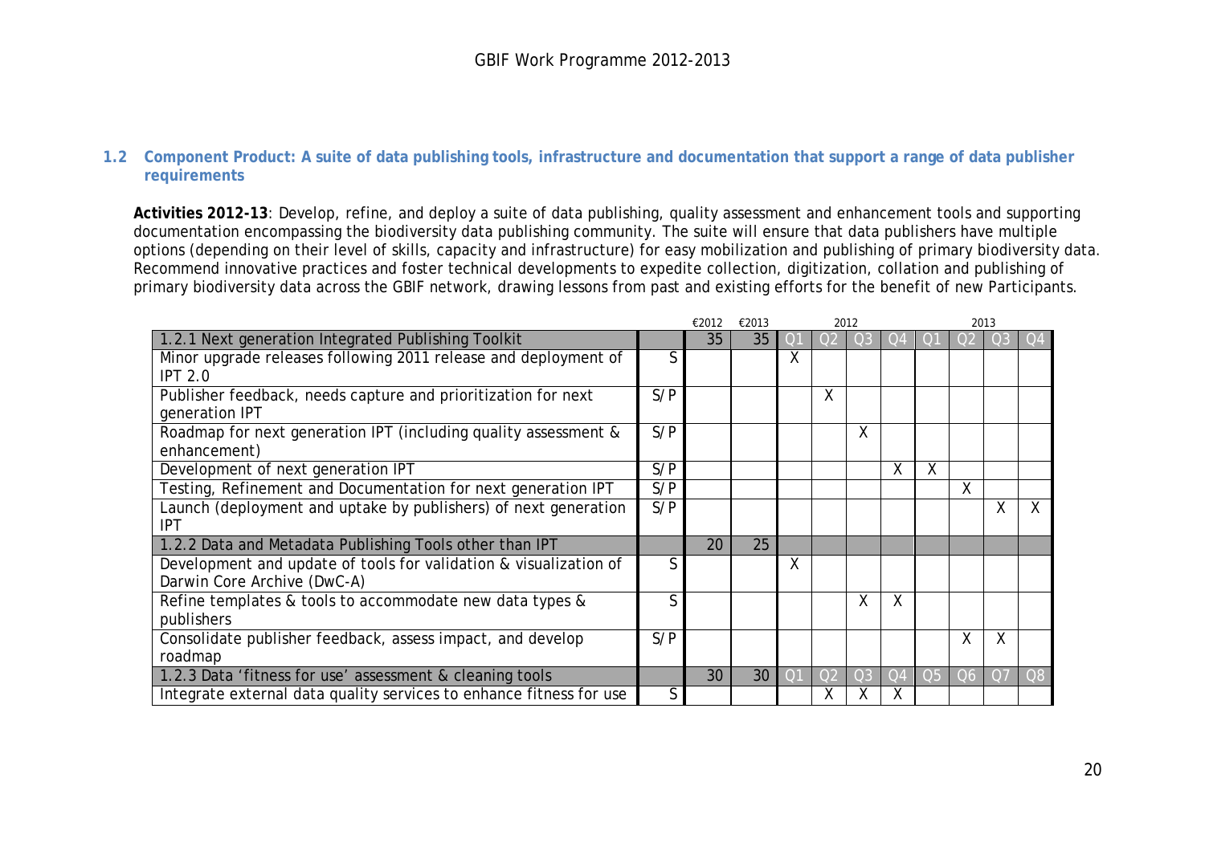## 1.2 Component Product: A suite of data publishing tools, infrastructure and documentation that support a range of data publisher requirements

**Activities 2012-13**: Develop, refine, and deploy a suite of data publishing, quality assessment and enhancement tools and supporting documentation encompassing the biodiversity data publishing community. The suite will ensure that data publishers have multiple options (depending on their level of skills, capacity and infrastructure) for easy mobilization and publishing of primary biodiversity data. Recommend innovative practices and foster technical developments to expedite collection, digitization, collation and publishing of primary biodiversity data across the GBIF network, drawing lessons from past and existing efforts for the benefit of new Participants.

| | | €2012 | €2013 | 2012 | | | | 2013 | | | |
|---|---|---|---|---|---|---|---|---|---|---|---|
| 1.2.1 Next generation Integrated Publishing Toolkit | | 35 | 35 | Q1 | Q2 | Q3 | Q4 | Q1 | Q2 | Q3 | Q4 |
| Minor upgrade releases following 2011 release and deployment of IPT 2.0 | S | | | X | | | | | | | |
| Publisher feedback, needs capture and prioritization for next generation IPT | S/P | | | | X | | | | | | |
| Roadmap for next generation IPT (including quality assessment & enhancement) | S/P | | | | | X | | | | | |
| Development of next generation IPT | S/P | | | | | | X | X | | | |
| Testing, Refinement and Documentation for next generation IPT | S/P | | | | | | | | X | | |
| Launch (deployment and uptake by publishers) of next generation IPT | S/P | | | | | | | | | X | X |
| 1.2.2 Data and Metadata Publishing Tools other than IPT | | 20 | 25 | | | | | | | | |
| Development and update of tools for validation & visualization of Darwin Core Archive (DwC-A) | S | | | X | | | | | | | |
| Refine templates & tools to accommodate new data types & publishers | S | | | | | X | X | | | | |
| Consolidate publisher feedback, assess impact, and develop roadmap | S/P | | | | | | | | X | X | |
| 1.2.3 Data 'fitness for use' assessment & cleaning tools | | 30 | 30 | Q1 | Q2 | Q3 | Q4 | Q5 | Q6 | Q7 | Q8 |
| Integrate external data quality services to enhance fitness for use | S | | | | X | X | X | | | | |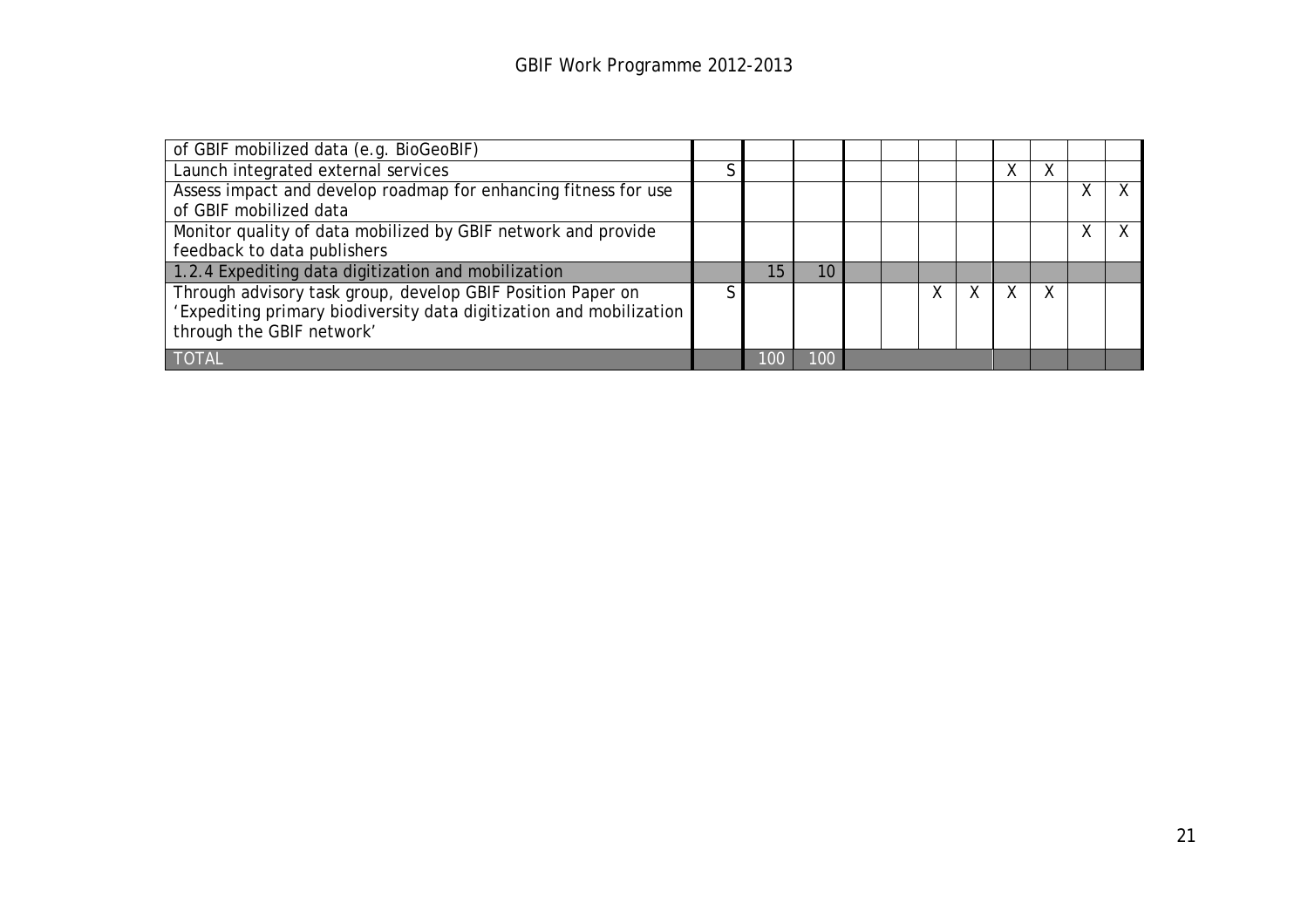| of GBIF mobilized data (e.g. BioGeoBIF) | | | | | | | | | | | |
|---|---|---|---|---|---|---|---|---|---|---|---|
| Launch integrated external services | S | | | | | | | X | X | | |
| Assess impact and develop roadmap for enhancing fitness for use of GBIF mobilized data | | | | | | | | | | X | X |
| Monitor quality of data mobilized by GBIF network and provide feedback to data publishers | | | | | | | | | | X | X |
| 1.2.4 Expediting data digitization and mobilization | | 15 | 10 | | | | | | | | |
| Through advisory task group, develop GBIF Position Paper on 'Expediting primary biodiversity data digitization and mobilization through the GBIF network' | S | | | | | X | X | X | X | | |
| TOTAL | | 100 | 100 | | | | | | | | |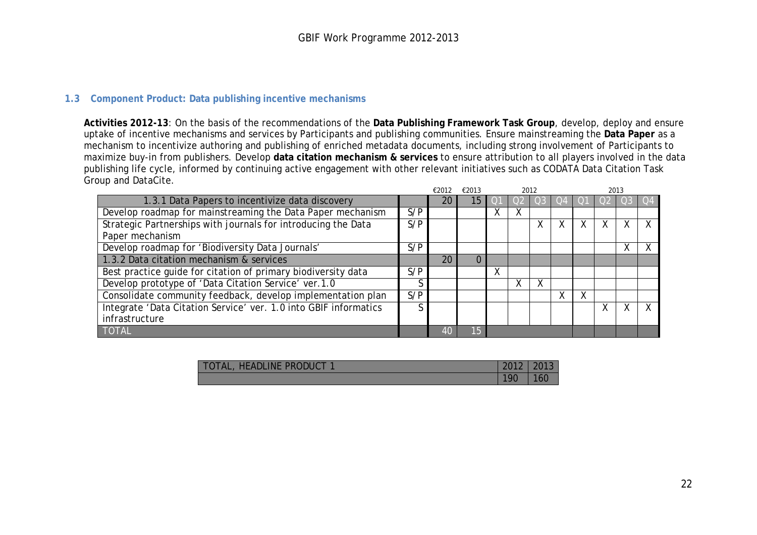### 1.3 Component Product: Data publishing incentive mechanisms

**Activities 2012-13**: On the basis of the recommendations of the **Data Publishing Framework Task Group**, develop, deploy and ensure uptake of incentive mechanisms and services by Participants and publishing communities. Ensure mainstreaming the **Data Paper** as a mechanism to incentivize authoring and publishing of enriched metadata documents, including strong involvement of Participants to maximize buy-in from publishers. Develop **data citation mechanism & services** to ensure attribution to all players involved in the data publishing life cycle, informed by continuing active engagement with other relevant initiatives such as CODATA Data Citation Task Group and DataCite.

| | | €2012 | €2013 | 2012 | | | | 2013 | | | |
|---|---|---|---|---|---|---|---|---|---|---|---|
| 1.3.1 Data Papers to incentivize data discovery | | 20 | 15 | Q1 | Q2 | Q3 | Q4 | Q1 | Q2 | Q3 | Q4 |
| Develop roadmap for mainstreaming the Data Paper mechanism | S/P | | | X | X | | | | | | |
| Strategic Partnerships with journals for introducing the Data Paper mechanism | S/P | | | | | X | X | X | X | X | X |
| Develop roadmap for 'Biodiversity Data Journals' | S/P | | | | | | | | | X | X |
| 1.3.2 Data citation mechanism & services | | 20 | 0 | | | | | | | | |
| Best practice guide for citation of primary biodiversity data | S/P | | | X | | | | | | | |
| Develop prototype of 'Data Citation Service' ver.1.0 | S | | | | X | X | | | | | |
| Consolidate community feedback, develop implementation plan | S/P | | | | | | X | X | | | |
| Integrate 'Data Citation Service' ver. 1.0 into GBIF informatics infrastructure | S | | | | | | | | X | X | X |
| TOTAL | | 40 | 15 | | | | | | | | |

| TOTAL, HEADLINE PRODUCT 1 | 2012 | 2013 |
|---|---|---|
| | 190 | 160 |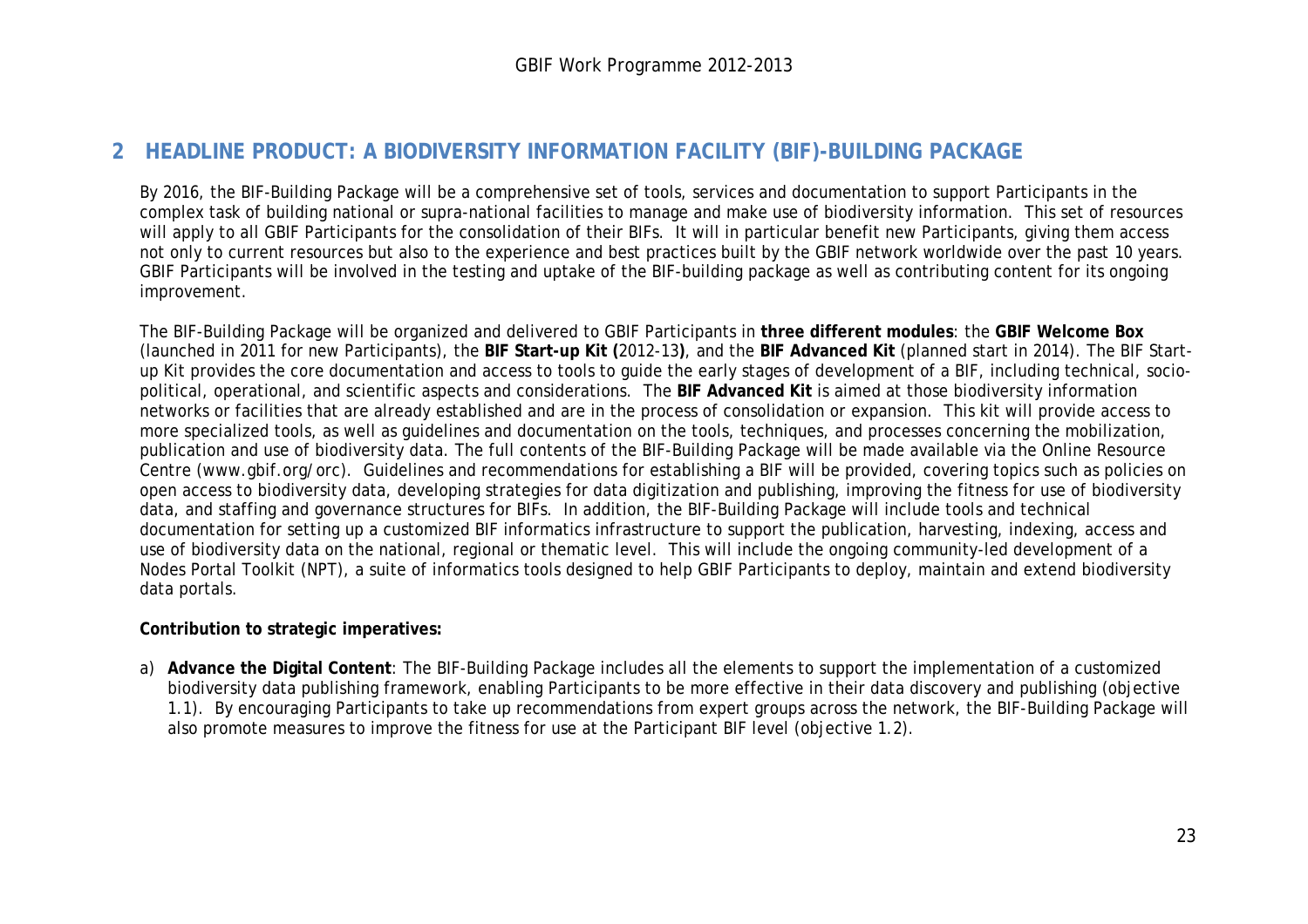## 2 HEADLINE PRODUCT: A BIODIVERSITY INFORMATION FACILITY (BIF)-BUILDING PACKAGE

By 2016, the BIF-Building Package will be a comprehensive set of tools, services and documentation to support Participants in the complex task of building national or supra-national facilities to manage and make use of biodiversity information. This set of resources will apply to all GBIF Participants for the consolidation of their BIFs. It will in particular benefit new Participants, giving them access not only to current resources but also to the experience and best practices built by the GBIF network worldwide over the past 10 years. GBIF Participants will be involved in the testing and uptake of the BIF-building package as well as contributing content for its ongoing improvement.

The BIF-Building Package will be organized and delivered to GBIF Participants in **three different modules**: the **GBIF Welcome Box** (launched in 2011 for new Participants), the **BIF Start-up Kit (**2012-13**)**, and the **BIF Advanced Kit** (planned start in 2014). The BIF Start-up Kit provides the core documentation and access to tools to guide the early stages of development of a BIF, including technical, socio-political, operational, and scientific aspects and considerations. The **BIF Advanced Kit** is aimed at those biodiversity information networks or facilities that are already established and are in the process of consolidation or expansion. This kit will provide access to more specialized tools, as well as guidelines and documentation on the tools, techniques, and processes concerning the mobilization, publication and use of biodiversity data. The full contents of the BIF-Building Package will be made available via the Online Resource Centre (www.gbif.org/orc). Guidelines and recommendations for establishing a BIF will be provided, covering topics such as policies on open access to biodiversity data, developing strategies for data digitization and publishing, improving the fitness for use of biodiversity data, and staffing and governance structures for BIFs. In addition, the BIF-Building Package will include tools and technical documentation for setting up a customized BIF informatics infrastructure to support the publication, harvesting, indexing, access and use of biodiversity data on the national, regional or thematic level. This will include the ongoing community-led development of a Nodes Portal Toolkit (NPT), a suite of informatics tools designed to help GBIF Participants to deploy, maintain and extend biodiversity data portals.

**Contribution to strategic imperatives:**

a) **Advance the Digital Content**: The BIF-Building Package includes all the elements to support the implementation of a customized biodiversity data publishing framework, enabling Participants to be more effective in their data discovery and publishing (objective 1.1). By encouraging Participants to take up recommendations from expert groups across the network, the BIF-Building Package will also promote measures to improve the fitness for use at the Participant BIF level (objective 1.2).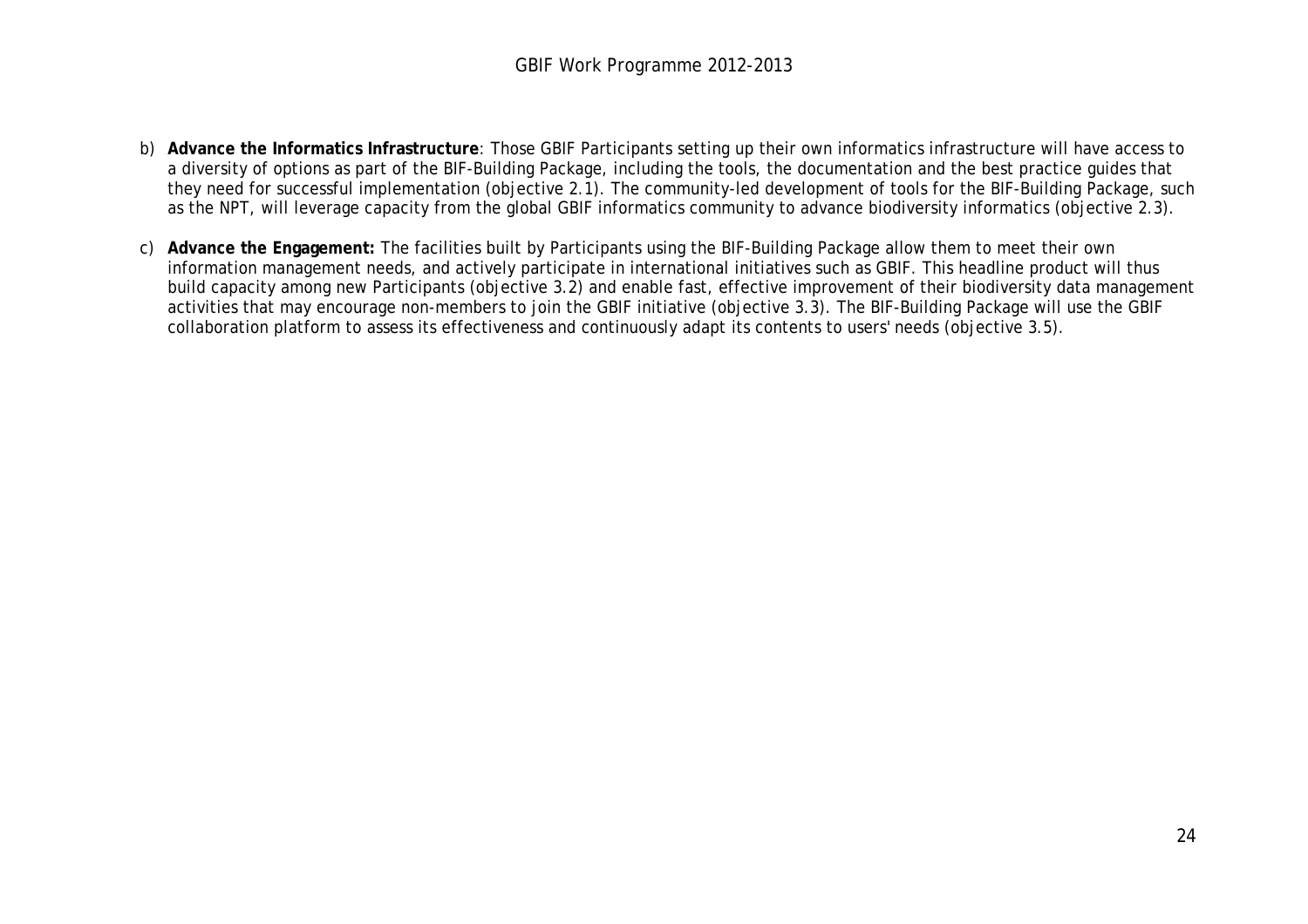b) **Advance the Informatics Infrastructure**: Those GBIF Participants setting up their own informatics infrastructure will have access to a diversity of options as part of the BIF-Building Package, including the tools, the documentation and the best practice guides that they need for successful implementation (objective 2.1). The community-led development of tools for the BIF-Building Package, such as the NPT, will leverage capacity from the global GBIF informatics community to advance biodiversity informatics (objective 2.3).

c) **Advance the Engagement:** The facilities built by Participants using the BIF-Building Package allow them to meet their own information management needs, and actively participate in international initiatives such as GBIF. This headline product will thus build capacity among new Participants (objective 3.2) and enable fast, effective improvement of their biodiversity data management activities that may encourage non-members to join the GBIF initiative (objective 3.3). The BIF-Building Package will use the GBIF collaboration platform to assess its effectiveness and continuously adapt its contents to users' needs (objective 3.5).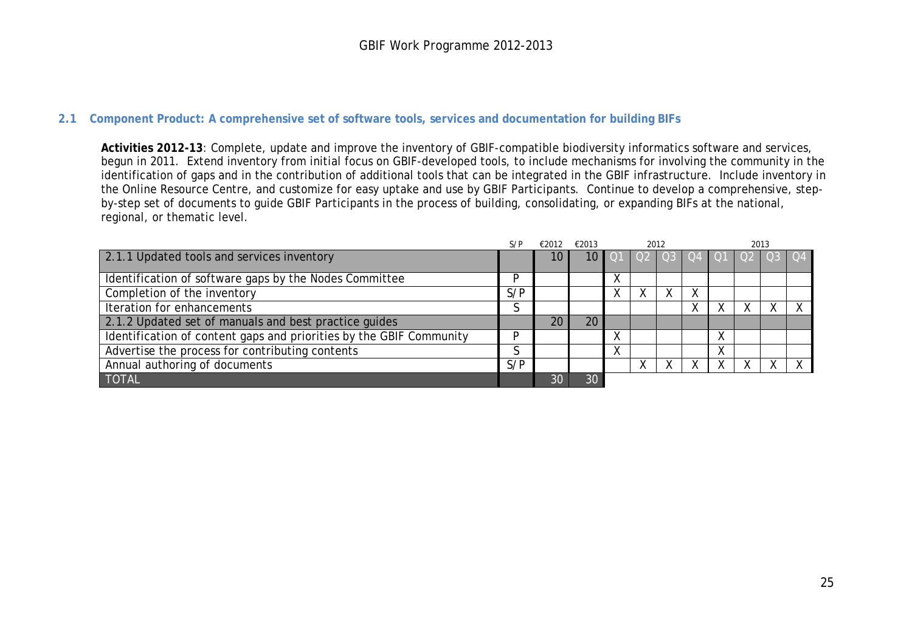## 2.1 Component Product: A comprehensive set of software tools, services and documentation for building BIFs

**Activities 2012-13**: Complete, update and improve the inventory of GBIF-compatible biodiversity informatics software and services, begun in 2011. Extend inventory from initial focus on GBIF-developed tools, to include mechanisms for involving the community in the identification of gaps and in the contribution of additional tools that can be integrated in the GBIF infrastructure. Include inventory in the Online Resource Centre, and customize for easy uptake and use by GBIF Participants. Continue to develop a comprehensive, step-by-step set of documents to guide GBIF Participants in the process of building, consolidating, or expanding BIFs at the national, regional, or thematic level.

| | S/P | €2012 | €2013 | 2012 | | | | 2013 | | | |
|---|---|---|---|---|---|---|---|---|---|---|---|
| **2.1.1 Updated tools and services inventory** | | 10 | 10 | Q1 | Q2 | Q3 | Q4 | Q1 | Q2 | Q3 | Q4 |
| Identification of software gaps by the Nodes Committee | P | | | X | | | | | | | |
| Completion of the inventory | S/P | | | X | X | X | X | | | | |
| Iteration for enhancements | S | | | | | | X | X | X | X | X |
| **2.1.2 Updated set of manuals and best practice guides** | | 20 | 20 | | | | | | | | |
| Identification of content gaps and priorities by the GBIF Community | P | | | X | | | | X | | | |
| Advertise the process for contributing contents | S | | | X | | | | X | | | |
| Annual authoring of documents | S/P | | | | X | X | X | X | X | X | X |
| **TOTAL** | | 30 | 30 | | | | | | | | |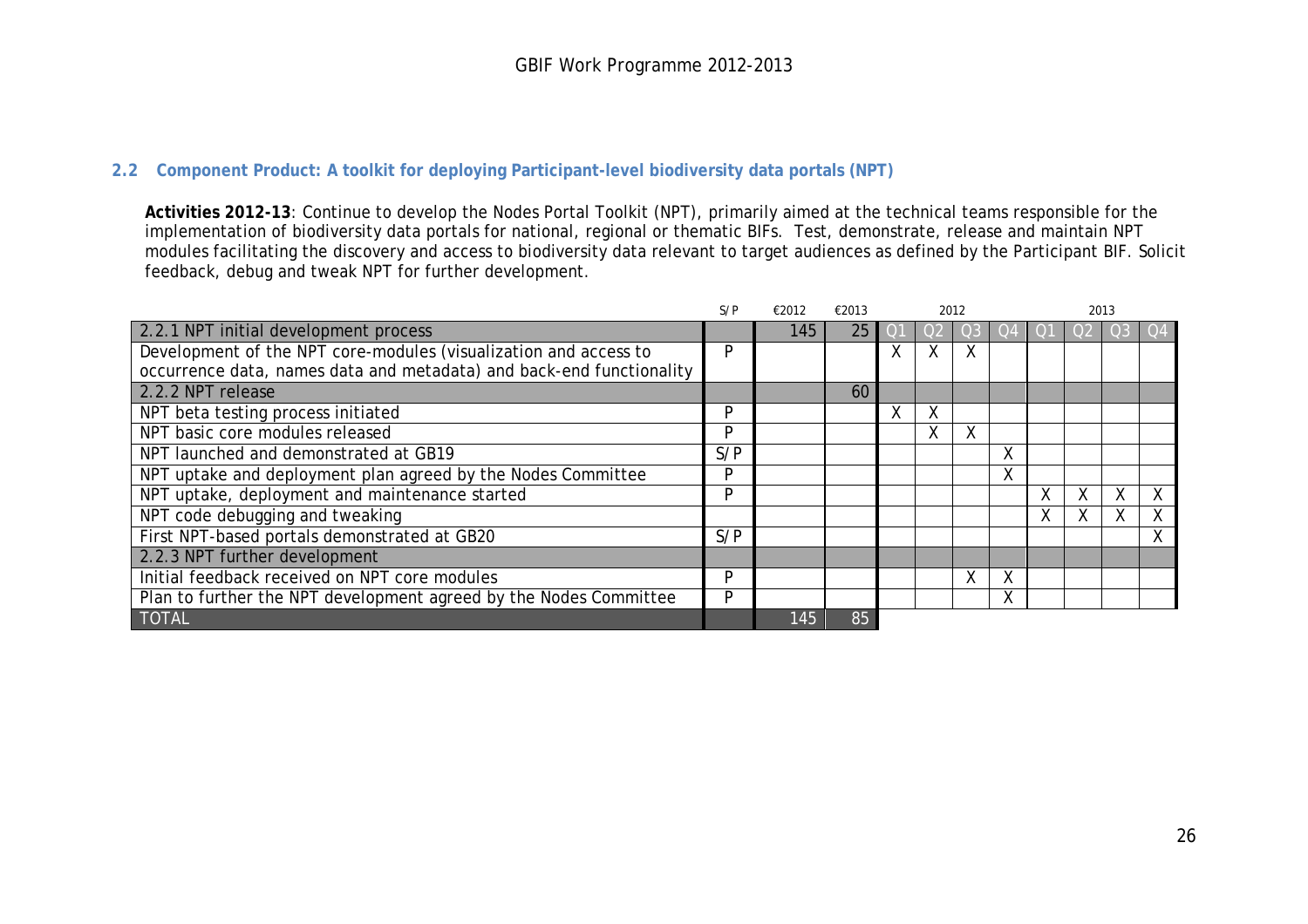### 2.2 Component Product: A toolkit for deploying Participant-level biodiversity data portals (NPT)

**Activities 2012-13**: Continue to develop the Nodes Portal Toolkit (NPT), primarily aimed at the technical teams responsible for the implementation of biodiversity data portals for national, regional or thematic BIFs. Test, demonstrate, release and maintain NPT modules facilitating the discovery and access to biodiversity data relevant to target audiences as defined by the Participant BIF. Solicit feedback, debug and tweak NPT for further development.

| | S/P | €2012 | €2013 | 2012 | | | | 2013 | | | |
|---|---|---|---|---|---|---|---|---|---|---|---|
| 2.2.1 NPT initial development process | | 145 | 25 | Q1 | Q2 | Q3 | Q4 | Q1 | Q2 | Q3 | Q4 |
| Development of the NPT core-modules (visualization and access to occurrence data, names data and metadata) and back-end functionality | P | | | X | X | X | | | | | |
| 2.2.2 NPT release | | | 60 | | | | | | | | |
| NPT beta testing process initiated | P | | | X | X | | | | | | |
| NPT basic core modules released | P | | | | X | X | | | | | |
| NPT launched and demonstrated at GB19 | S/P | | | | | | X | | | | |
| NPT uptake and deployment plan agreed by the Nodes Committee | P | | | | | | X | | | | |
| NPT uptake, deployment and maintenance started | P | | | | | | | X | X | X | X |
| NPT code debugging and tweaking | | | | | | | | X | X | X | X |
| First NPT-based portals demonstrated at GB20 | S/P | | | | | | | | | | X |
| 2.2.3 NPT further development | | | | | | | | | | | |
| Initial feedback received on NPT core modules | P | | | | | X | X | | | | |
| Plan to further the NPT development agreed by the Nodes Committee | P | | | | | | X | | | | |
| TOTAL | | 145 | 85 | | | | | | | | |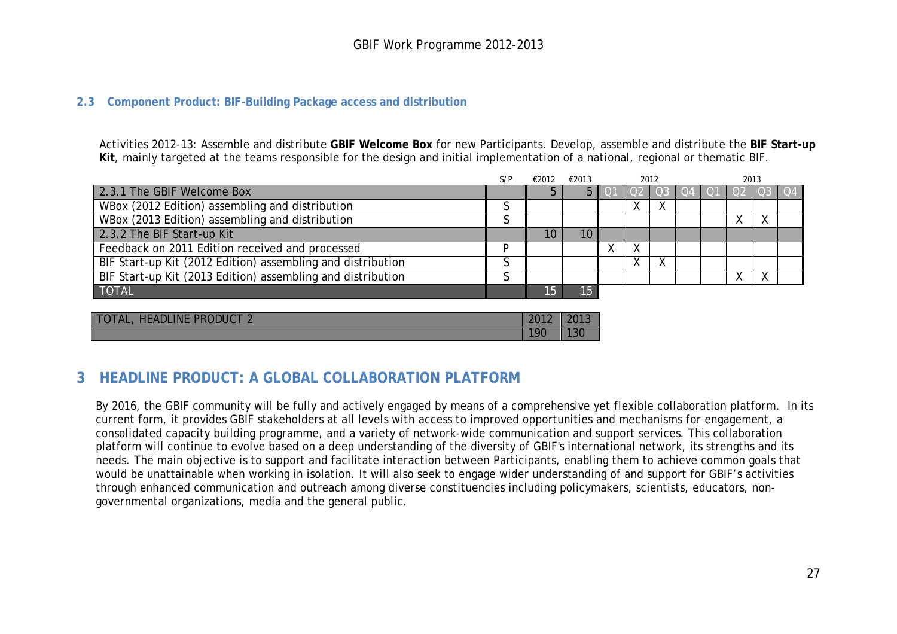### 2.3 Component Product: BIF-Building Package access and distribution

Activities 2012-13: Assemble and distribute **GBIF Welcome Box** for new Participants. Develop, assemble and distribute the **BIF Start-up Kit**, mainly targeted at the teams responsible for the design and initial implementation of a national, regional or thematic BIF.

| | S/P | €2012 | €2013 | 2012 | | | | 2013 | | | |
|---|---|---|---|---|---|---|---|---|---|---|---|
| 2.3.1 The GBIF Welcome Box | | 5 | 5 | Q1 | Q2 | Q3 | Q4 | Q1 | Q2 | Q3 | Q4 |
| WBox (2012 Edition) assembling and distribution | S | | | | X | X | | | | | |
| WBox (2013 Edition) assembling and distribution | S | | | | | | | | X | X | |
| 2.3.2 The BIF Start-up Kit | | 10 | 10 | | | | | | | | |
| Feedback on 2011 Edition received and processed | P | | | X | X | | | | | | |
| BIF Start-up Kit (2012 Edition) assembling and distribution | S | | | | X | X | | | | | |
| BIF Start-up Kit (2013 Edition) assembling and distribution | S | | | | | | | | X | X | |
| TOTAL | | 15 | 15 | | | | | | | | |

| TOTAL, HEADLINE PRODUCT 2 | 2012 | 2013 |
|---|---|---|
| | 190 | 130 |

# 3 HEADLINE PRODUCT: A GLOBAL COLLABORATION PLATFORM

By 2016, the GBIF community will be fully and actively engaged by means of a comprehensive yet flexible collaboration platform. In its current form, it provides GBIF stakeholders at all levels with access to improved opportunities and mechanisms for engagement, a consolidated capacity building programme, and a variety of network-wide communication and support services. This collaboration platform will continue to evolve based on a deep understanding of the diversity of GBIF's international network, its strengths and its needs. The main objective is to support and facilitate interaction between Participants, enabling them to achieve common goals that would be unattainable when working in isolation. It will also seek to engage wider understanding of and support for GBIF's activities through enhanced communication and outreach among diverse constituencies including policymakers, scientists, educators, non-governmental organizations, media and the general public.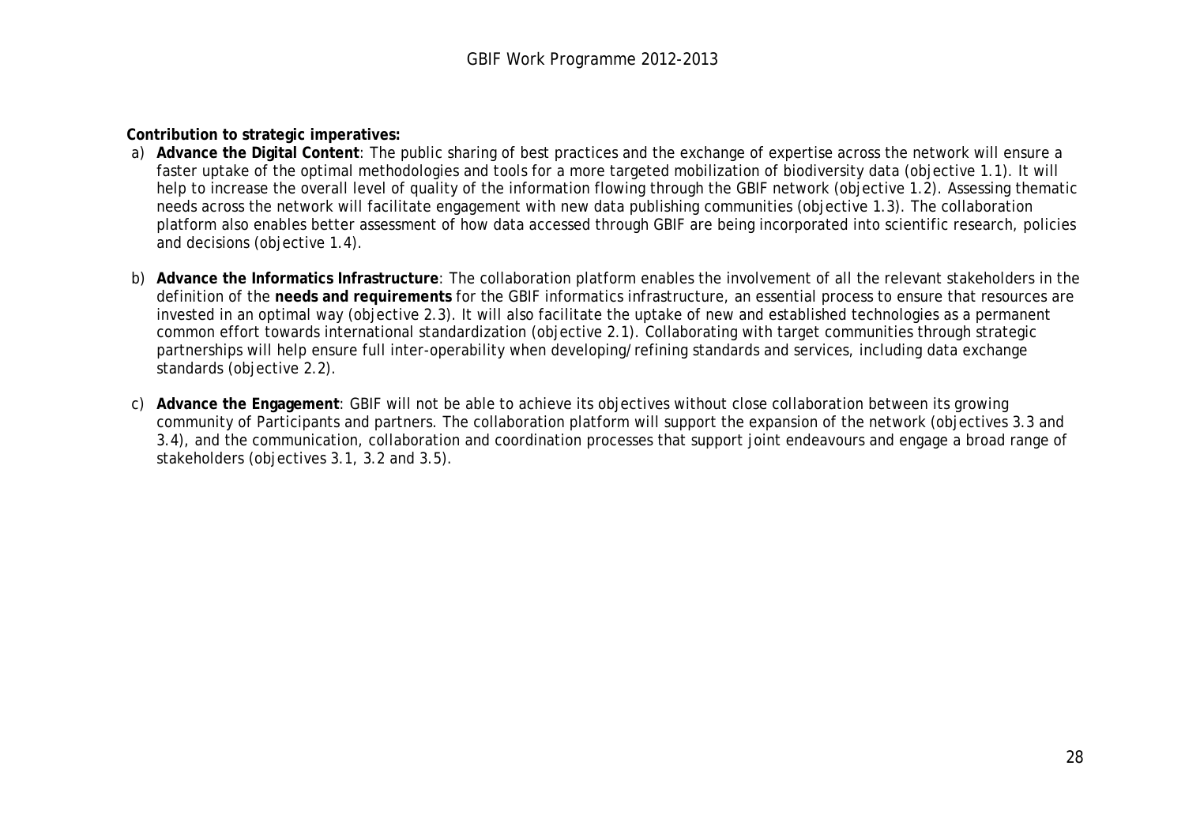**Contribution to strategic imperatives:**

a) **Advance the Digital Content**: The public sharing of best practices and the exchange of expertise across the network will ensure a faster uptake of the optimal methodologies and tools for a more targeted mobilization of biodiversity data (objective 1.1). It will help to increase the overall level of quality of the information flowing through the GBIF network (objective 1.2). Assessing thematic needs across the network will facilitate engagement with new data publishing communities (objective 1.3). The collaboration platform also enables better assessment of how data accessed through GBIF are being incorporated into scientific research, policies and decisions (objective 1.4).

b) **Advance the Informatics Infrastructure**: The collaboration platform enables the involvement of all the relevant stakeholders in the definition of the **needs and requirements** for the GBIF informatics infrastructure, an essential process to ensure that resources are invested in an optimal way (objective 2.3). It will also facilitate the uptake of new and established technologies as a permanent common effort towards international standardization (objective 2.1). Collaborating with target communities through strategic partnerships will help ensure full inter-operability when developing/refining standards and services, including data exchange standards (objective 2.2).

c) **Advance the Engagement**: GBIF will not be able to achieve its objectives without close collaboration between its growing community of Participants and partners. The collaboration platform will support the expansion of the network (objectives 3.3 and 3.4), and the communication, collaboration and coordination processes that support joint endeavours and engage a broad range of stakeholders (objectives 3.1, 3.2 and 3.5).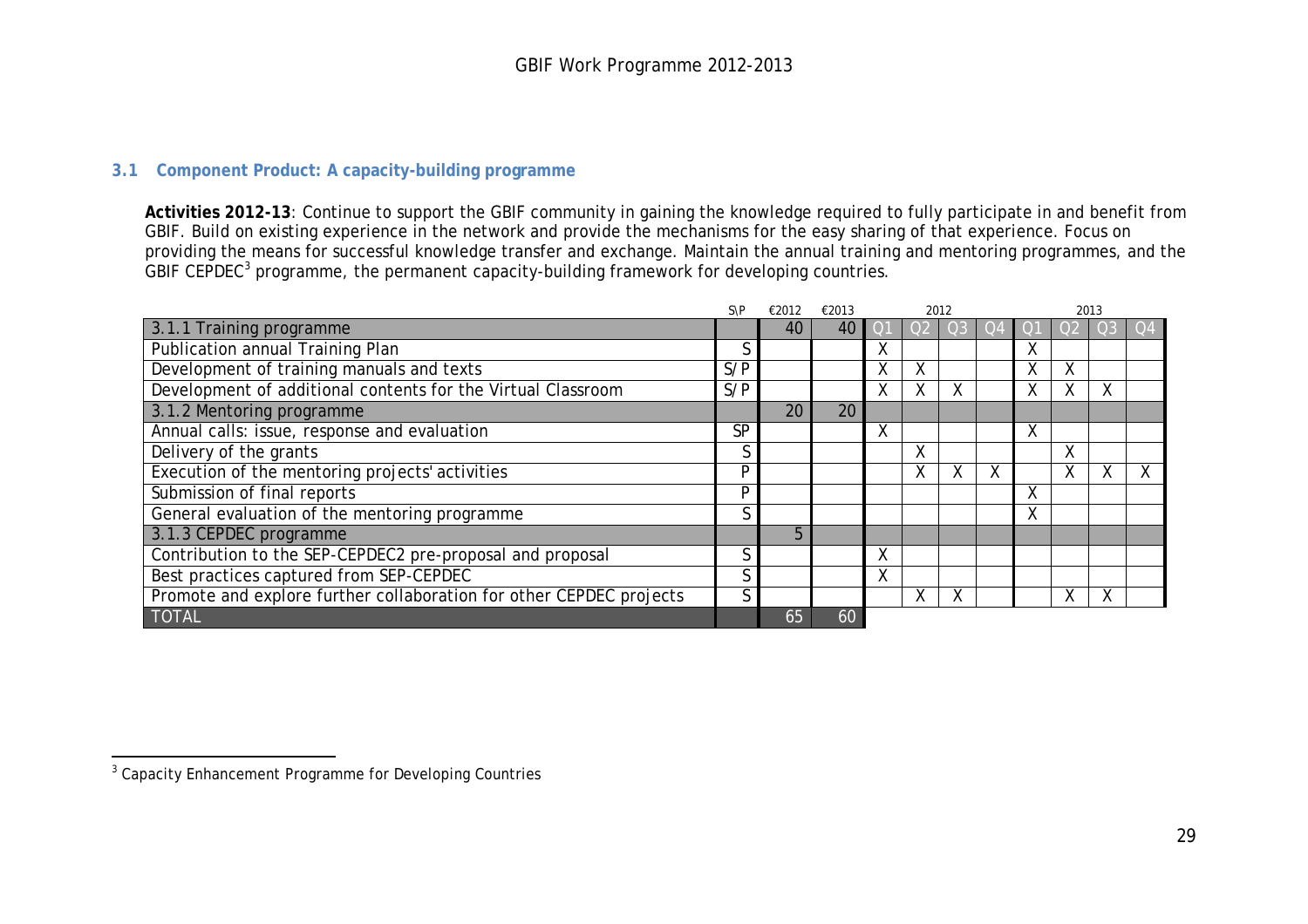### 3.1 Component Product: A capacity-building programme

**Activities 2012-13**: Continue to support the GBIF community in gaining the knowledge required to fully participate in and benefit from GBIF. Build on existing experience in the network and provide the mechanisms for the easy sharing of that experience. Focus on providing the means for successful knowledge transfer and exchange. Maintain the annual training and mentoring programmes, and the GBIF CEPDEC[3] programme, the permanent capacity-building framework for developing countries.

| | S\P | €2012 | €2013 | 2012 | | | | 2013 | | | |
|---|---|---|---|---|---|---|---|---|---|---|---|
| 3.1.1 Training programme | | 40 | 40 | Q1 | Q2 | Q3 | Q4 | Q1 | Q2 | Q3 | Q4 |
| Publication annual Training Plan | S | | | X | | | | X | | | |
| Development of training manuals and texts | S/P | | | X | X | | | X | X | | |
| Development of additional contents for the Virtual Classroom | S/P | | | X | X | X | | X | X | X | |
| 3.1.2 Mentoring programme | | 20 | 20 | | | | | | | | |
| Annual calls: issue, response and evaluation | SP | | | X | | | | X | | | |
| Delivery of the grants | S | | | | X | | | | X | | |
| Execution of the mentoring projects' activities | P | | | | X | X | X | | X | X | X |
| Submission of final reports | P | | | | | | | X | | | |
| General evaluation of the mentoring programme | S | | | | | | | X | | | |
| 3.1.3 CEPDEC programme | | 5 | | | | | | | | | |
| Contribution to the SEP-CEPDEC2 pre-proposal and proposal | S | | | X | | | | | | | |
| Best practices captured from SEP-CEPDEC | S | | | X | | | | | | | |
| Promote and explore further collaboration for other CEPDEC projects | S | | | | X | X | | | X | X | |
| TOTAL | | 65 | 60 | | | | | | | | |

[3] Capacity Enhancement Programme for Developing Countries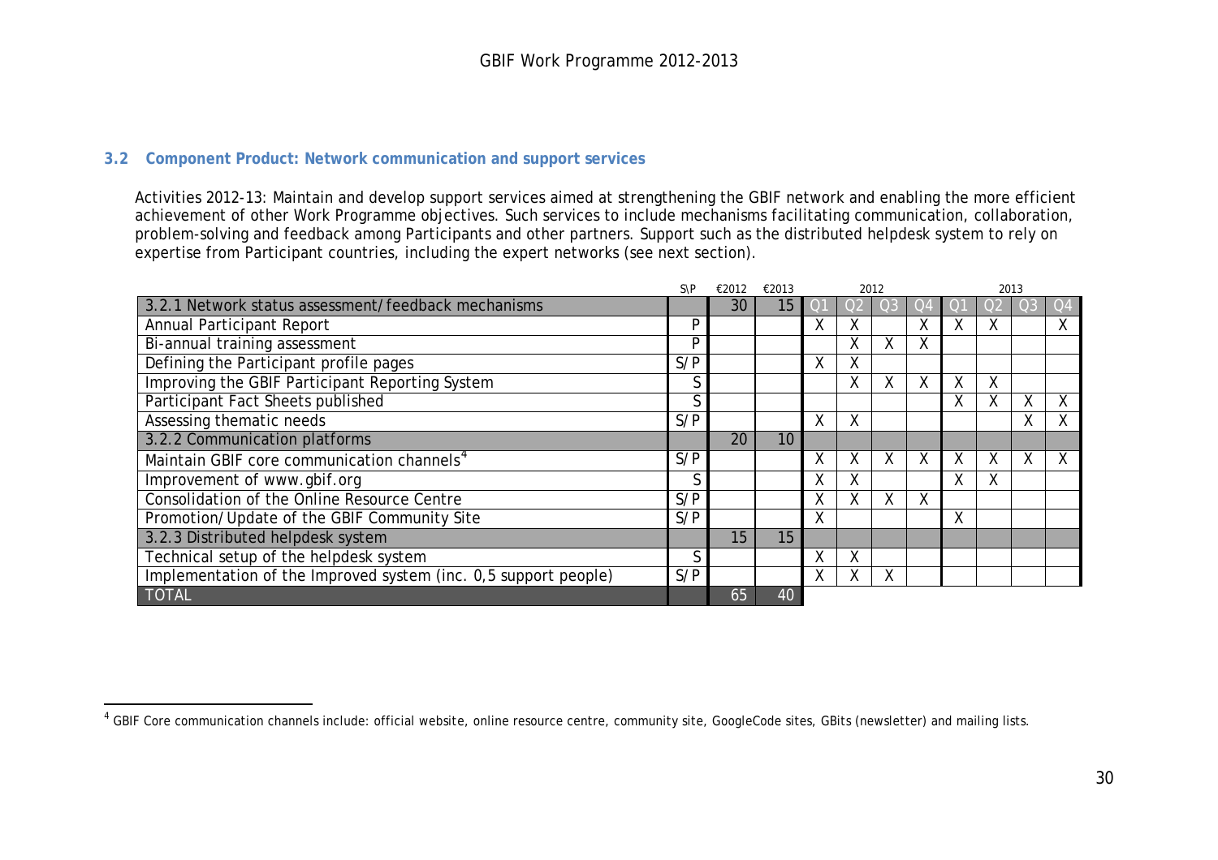### 3.2 Component Product: Network communication and support services

Activities 2012-13: Maintain and develop support services aimed at strengthening the GBIF network and enabling the more efficient achievement of other Work Programme objectives. Such services to include mechanisms facilitating communication, collaboration, problem-solving and feedback among Participants and other partners. Support such as the distributed helpdesk system to rely on expertise from Participant countries, including the expert networks (see next section).

| | S\P | €2012 | €2013 | 2012 | | | | 2013 | | | |
|---|---|---|---|---|---|---|---|---|---|---|---|
| 3.2.1 Network status assessment/feedback mechanisms | | 30 | 15 | Q1 | Q2 | Q3 | Q4 | Q1 | Q2 | Q3 | Q4 |
| Annual Participant Report | P | | | X | X | | X | X | X | | X |
| Bi-annual training assessment | P | | | | X | X | X | | | | |
| Defining the Participant profile pages | S/P | | | X | X | | | | | | |
| Improving the GBIF Participant Reporting System | S | | | | X | X | X | X | X | | |
| Participant Fact Sheets published | S | | | | | | | X | X | X | X |
| Assessing thematic needs | S/P | | | X | X | | | | | X | X |
| 3.2.2 Communication platforms | | 20 | 10 | | | | | | | | |
| Maintain GBIF core communication channels[4] | S/P | | | X | X | X | X | X | X | X | X |
| Improvement of www.gbif.org | S | | | X | X | | | X | X | | |
| Consolidation of the Online Resource Centre | S/P | | | X | X | X | X | | | | |
| Promotion/Update of the GBIF Community Site | S/P | | | X | | | | X | | | |
| 3.2.3 Distributed helpdesk system | | 15 | 15 | | | | | | | | |
| Technical setup of the helpdesk system | S | | | X | X | | | | | | |
| Implementation of the Improved system (inc. 0,5 support people) | S/P | | | X | X | X | | | | | |
| TOTAL | | 65 | 40 | | | | | | | | |

[4] GBIF Core communication channels include: official website, online resource centre, community site, GoogleCode sites, GBits (newsletter) and mailing lists.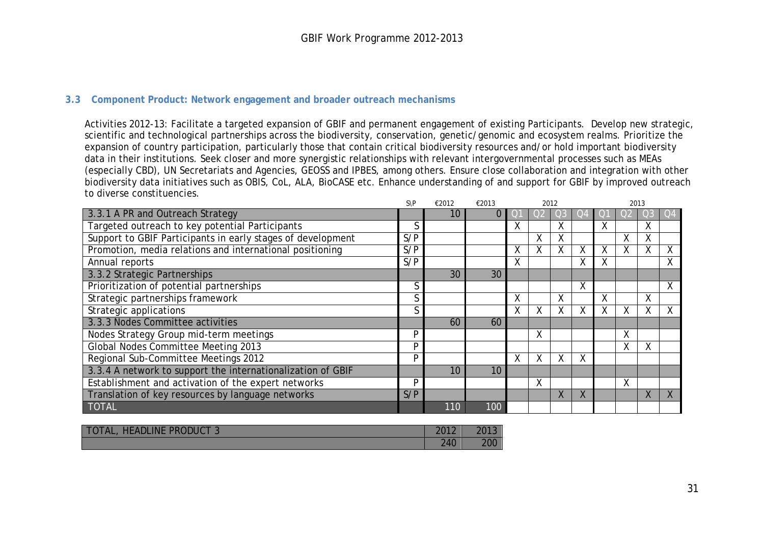### 3.3 Component Product: Network engagement and broader outreach mechanisms

Activities 2012-13: Facilitate a targeted expansion of GBIF and permanent engagement of existing Participants. Develop new strategic, scientific and technological partnerships across the biodiversity, conservation, genetic/genomic and ecosystem realms. Prioritize the expansion of country participation, particularly those that contain critical biodiversity resources and/or hold important biodiversity data in their institutions. Seek closer and more synergistic relationships with relevant intergovernmental processes such as MEAs (especially CBD), UN Secretariats and Agencies, GEOSS and IPBES, among others. Ensure close collaboration and integration with other biodiversity data initiatives such as OBIS, CoL, ALA, BioCASE etc. Enhance understanding of and support for GBIF by improved outreach to diverse constituencies.

| | S\P | €2012 | €2013 | 2012 | | | | 2013 | | | |
|---|---|---|---|---|---|---|---|---|---|---|---|
| 3.3.1 A PR and Outreach Strategy | | 10 | 0 | Q1 | Q2 | Q3 | Q4 | Q1 | Q2 | Q3 | Q4 |
| Targeted outreach to key potential Participants | S | | | X | | X | | X | | X | |
| Support to GBIF Participants in early stages of development | S/P | | | | X | X | | | X | X | |
| Promotion, media relations and international positioning | S/P | | | X | X | X | X | X | X | X | X |
| Annual reports | S/P | | | X | | | X | X | | | X |
| 3.3.2 Strategic Partnerships | | 30 | 30 | | | | | | | | |
| Prioritization of potential partnerships | S | | | | | | X | | | | X |
| Strategic partnerships framework | S | | | X | | X | | X | | X | |
| Strategic applications | S | | | X | X | X | X | X | X | X | X |
| 3.3.3 Nodes Committee activities | | 60 | 60 | | | | | | | | |
| Nodes Strategy Group mid-term meetings | P | | | | X | | | | X | | |
| Global Nodes Committee Meeting 2013 | P | | | | | | | | X | X | |
| Regional Sub-Committee Meetings 2012 | P | | | X | X | X | X | | | | |
| 3.3.4 A network to support the internationalization of GBIF | | 10 | 10 | | | | | | | | |
| Establishment and activation of the expert networks | P | | | | X | | | | X | | |
| Translation of key resources by language networks | S/P | | | | | X | X | | | X | X |
| TOTAL | | 110 | 100 | | | | | | | | |

| TOTAL, HEADLINE PRODUCT 3 | 2012 | 2013 |
|---|---|---|
| | 240 | 200 |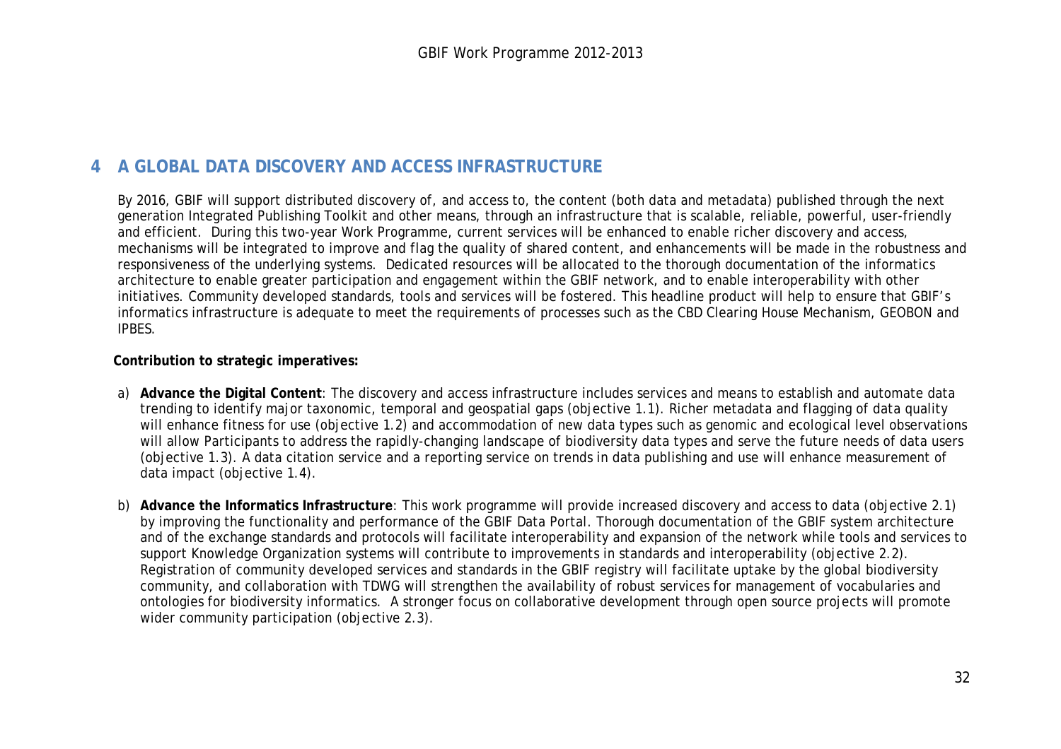# 4 A GLOBAL DATA DISCOVERY AND ACCESS INFRASTRUCTURE

By 2016, GBIF will support distributed discovery of, and access to, the content (both data and metadata) published through the next generation Integrated Publishing Toolkit and other means, through an infrastructure that is scalable, reliable, powerful, user-friendly and efficient. During this two-year Work Programme, current services will be enhanced to enable richer discovery and access, mechanisms will be integrated to improve and flag the quality of shared content, and enhancements will be made in the robustness and responsiveness of the underlying systems. Dedicated resources will be allocated to the thorough documentation of the informatics architecture to enable greater participation and engagement within the GBIF network, and to enable interoperability with other initiatives. Community developed standards, tools and services will be fostered. This headline product will help to ensure that GBIF's informatics infrastructure is adequate to meet the requirements of processes such as the CBD Clearing House Mechanism, GEOBON and IPBES.

**Contribution to strategic imperatives:**

a) **Advance the Digital Content**: The discovery and access infrastructure includes services and means to establish and automate data trending to identify major taxonomic, temporal and geospatial gaps (objective 1.1). Richer metadata and flagging of data quality will enhance fitness for use (objective 1.2) and accommodation of new data types such as genomic and ecological level observations will allow Participants to address the rapidly-changing landscape of biodiversity data types and serve the future needs of data users (objective 1.3). A data citation service and a reporting service on trends in data publishing and use will enhance measurement of data impact (objective 1.4).

b) **Advance the Informatics Infrastructure**: This work programme will provide increased discovery and access to data (objective 2.1) by improving the functionality and performance of the GBIF Data Portal. Thorough documentation of the GBIF system architecture and of the exchange standards and protocols will facilitate interoperability and expansion of the network while tools and services to support Knowledge Organization systems will contribute to improvements in standards and interoperability (objective 2.2). Registration of community developed services and standards in the GBIF registry will facilitate uptake by the global biodiversity community, and collaboration with TDWG will strengthen the availability of robust services for management of vocabularies and ontologies for biodiversity informatics. A stronger focus on collaborative development through open source projects will promote wider community participation (objective 2.3).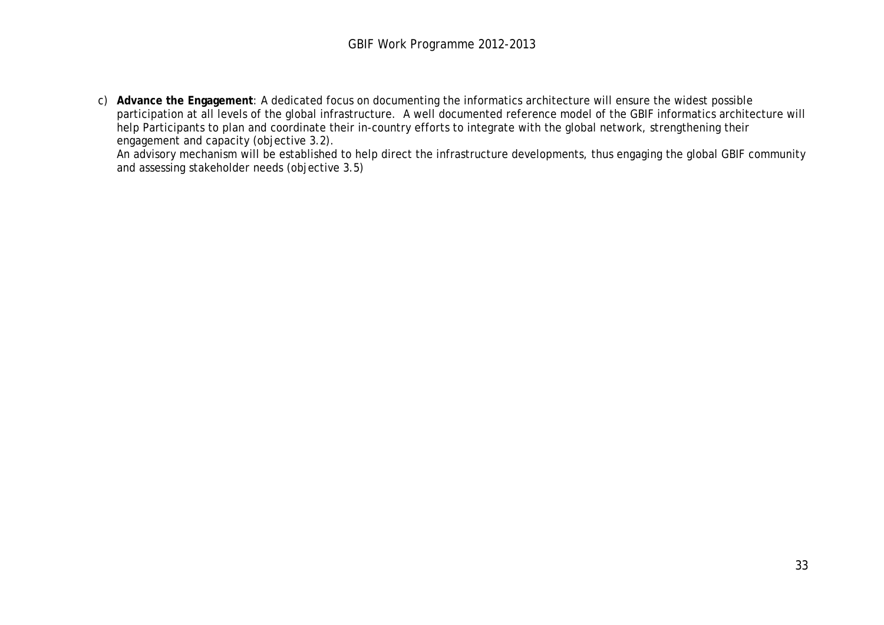c) **Advance the Engagement**: A dedicated focus on documenting the informatics architecture will ensure the widest possible participation at all levels of the global infrastructure. A well documented reference model of the GBIF informatics architecture will help Participants to plan and coordinate their in-country efforts to integrate with the global network, strengthening their engagement and capacity (objective 3.2).
   An advisory mechanism will be established to help direct the infrastructure developments, thus engaging the global GBIF community and assessing stakeholder needs (objective 3.5)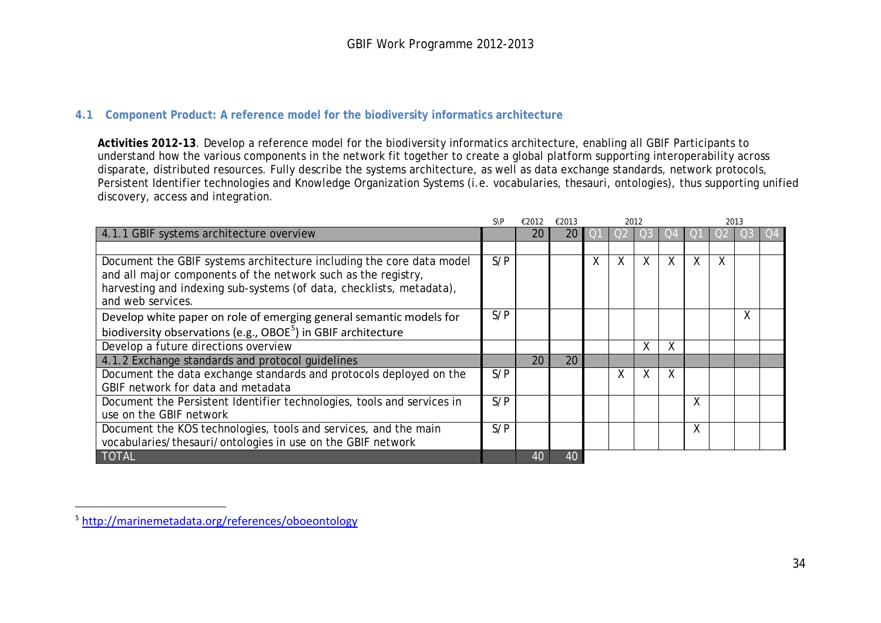## 4.1 Component Product: A reference model for the biodiversity informatics architecture

**Activities 2012-13**. Develop a reference model for the biodiversity informatics architecture, enabling all GBIF Participants to understand how the various components in the network fit together to create a global platform supporting interoperability across disparate, distributed resources. Fully describe the systems architecture, as well as data exchange standards, network protocols, Persistent Identifier technologies and Knowledge Organization Systems (i.e. vocabularies, thesauri, ontologies), thus supporting unified discovery, access and integration.

| | S\P | €2012 | €2013 | 2012 | | | | 2013 | | | |
|---|---|---|---|---|---|---|---|---|---|---|---|
| 4.1.1 GBIF systems architecture overview | | 20 | 20 | Q1 | Q2 | Q3 | Q4 | Q1 | Q2 | Q3 | Q4 |
| | | | | | | | | | | | |
| Document the GBIF systems architecture including the core data model and all major components of the network such as the registry, harvesting and indexing sub-systems (of data, checklists, metadata), and web services. | S/P | | | X | X | X | X | X | X | | |
| Develop white paper on role of emerging general semantic models for biodiversity observations (e.g., OBOE[5]) in GBIF architecture | S/P | | | | | | | | | X | |
| Develop a future directions overview | | | | | | X | X | | | | |
| 4.1.2 Exchange standards and protocol guidelines | | 20 | 20 | | | | | | | | |
| Document the data exchange standards and protocols deployed on the GBIF network for data and metadata | S/P | | | | X | X | X | | | | |
| Document the Persistent Identifier technologies, tools and services in use on the GBIF network | S/P | | | | | | | X | | | |
| Document the KOS technologies, tools and services, and the main vocabularies/thesauri/ontologies in use on the GBIF network | S/P | | | | | | | X | | | |
| TOTAL | | 40 | 40 | | | | | | | | |

[5] http://marinemetadata.org/references/oboeontology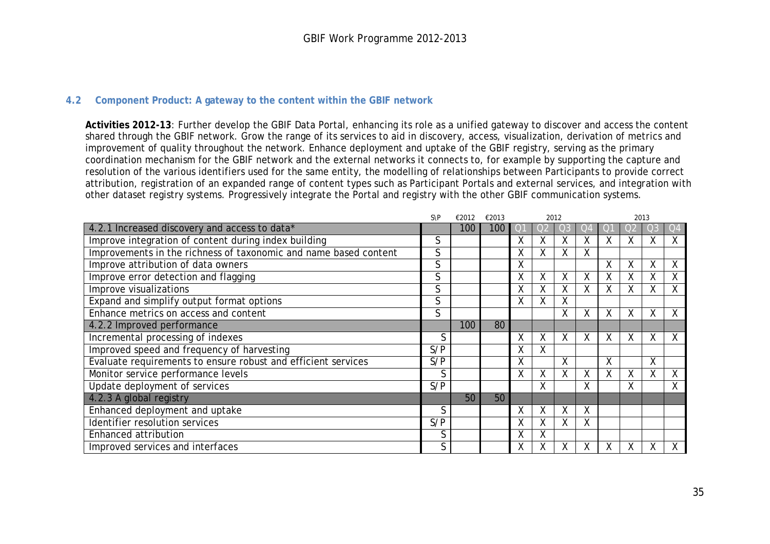### 4.2 Component Product: A gateway to the content within the GBIF network

**Activities 2012-13**: Further develop the GBIF Data Portal, enhancing its role as a unified gateway to discover and access the content shared through the GBIF network. Grow the range of its services to aid in discovery, access, visualization, derivation of metrics and improvement of quality throughout the network. Enhance deployment and uptake of the GBIF registry, serving as the primary coordination mechanism for the GBIF network and the external networks it connects to, for example by supporting the capture and resolution of the various identifiers used for the same entity, the modelling of relationships between Participants to provide correct attribution, registration of an expanded range of content types such as Participant Portals and external services, and integration with other dataset registry systems. Progressively integrate the Portal and registry with the other GBIF communication systems.

| | S\P | €2012 | €2013 | 2012 | | | | 2013 | | | |
|---|---|---|---|---|---|---|---|---|---|---|---|
| 4.2.1 Increased discovery and access to data* | | 100 | 100 | Q1 | Q2 | Q3 | Q4 | Q1 | Q2 | Q3 | Q4 |
| Improve integration of content during index building | S | | | X | X | X | X | X | X | X | X |
| Improvements in the richness of taxonomic and name based content | S | | | X | X | X | X | | | | |
| Improve attribution of data owners | S | | | X | | | | X | X | X | X |
| Improve error detection and flagging | S | | | X | X | X | X | X | X | X | X |
| Improve visualizations | S | | | X | X | X | X | X | X | X | X |
| Expand and simplify output format options | S | | | X | X | X | | | | | |
| Enhance metrics on access and content | S | | | | | X | X | X | X | X | X |
| 4.2.2 Improved performance | | 100 | 80 | | | | | | | | |
| Incremental processing of indexes | S | | | X | X | X | X | X | X | X | X |
| Improved speed and frequency of harvesting | S/P | | | X | X | | | | | | |
| Evaluate requirements to ensure robust and efficient services | S/P | | | X | | X | | X | | X | |
| Monitor service performance levels | S | | | X | X | X | X | X | X | X | X |
| Update deployment of services | S/P | | | | X | | X | | X | | X |
| 4.2.3 A global registry | | 50 | 50 | | | | | | | | |
| Enhanced deployment and uptake | S | | | X | X | X | X | | | | |
| Identifier resolution services | S/P | | | X | X | X | X | | | | |
| Enhanced attribution | S | | | X | X | | | | | | |
| Improved services and interfaces | S | | | X | X | X | X | X | X | X | X |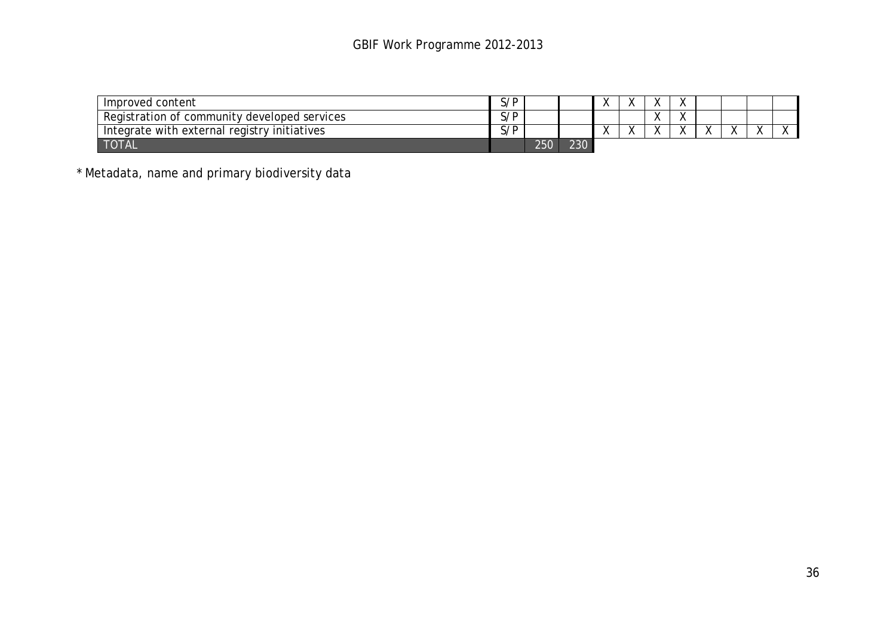| | | | | | | | | | | | |
|---|---|---|---|---|---|---|---|---|---|---|---|
| Improved content | S/P | | | X | X | X | X | | | | |
| Registration of community developed services | S/P | | | | | X | X | | | | |
| Integrate with external registry initiatives | S/P | | | X | X | X | X | X | X | X | X |
| TOTAL | | 250 | 230 | | | | | | | | |

* Metadata, name and primary biodiversity data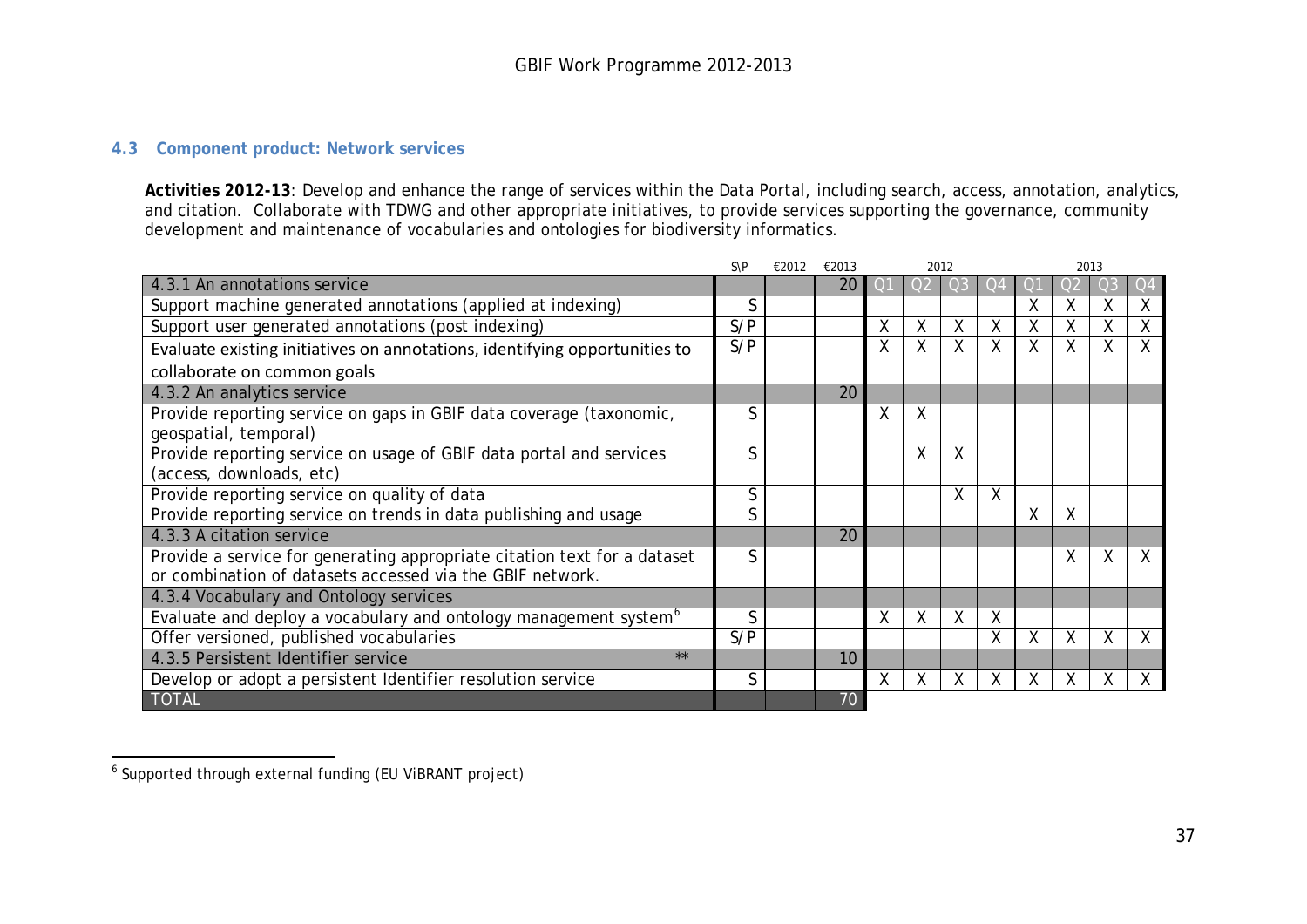### 4.3 Component product: Network services

**Activities 2012-13**: Develop and enhance the range of services within the Data Portal, including search, access, annotation, analytics, and citation. Collaborate with TDWG and other appropriate initiatives, to provide services supporting the governance, community development and maintenance of vocabularies and ontologies for biodiversity informatics.

| | S\P | €2012 | €2013 | 2012 | | | | 2013 | | | |
|---|---|---|---|---|---|---|---|---|---|---|---|
| **4.3.1 An annotations service** | | | 20 | Q1 | Q2 | Q3 | Q4 | Q1 | Q2 | Q3 | Q4 |
| Support machine generated annotations (applied at indexing) | S | | | | | | | X | X | X | X |
| Support user generated annotations (post indexing) | S/P | | | X | X | X | X | X | X | X | X |
| Evaluate existing initiatives on annotations, identifying opportunities to collaborate on common goals | S/P | | | X | X | X | X | X | X | X | X |
| **4.3.2 An analytics service** | | | 20 | | | | | | | | |
| Provide reporting service on gaps in GBIF data coverage (taxonomic, geospatial, temporal) | S | | | X | X | | | | | | |
| Provide reporting service on usage of GBIF data portal and services (access, downloads, etc) | S | | | | X | X | | | | | |
| Provide reporting service on quality of data | S | | | | | X | X | | | | |
| Provide reporting service on trends in data publishing and usage | S | | | | | | | X | X | | |
| **4.3.3 A citation service** | | | 20 | | | | | | | | |
| Provide a service for generating appropriate citation text for a dataset or combination of datasets accessed via the GBIF network. | S | | | | | | | | X | X | X |
| **4.3.4 Vocabulary and Ontology services** | | | | | | | | | | | |
| Evaluate and deploy a vocabulary and ontology management system[6] | S | | | X | X | X | X | | | | |
| Offer versioned, published vocabularies | S/P | | | | | | X | X | X | X | X |
| **4.3.5 Persistent Identifier service** ** | | | 10 | | | | | | | | |
| Develop or adopt a persistent Identifier resolution service | S | | | X | X | X | X | X | X | X | X |
| **TOTAL** | | | 70 | | | | | | | | |

[6] Supported through external funding (EU ViBRANT project)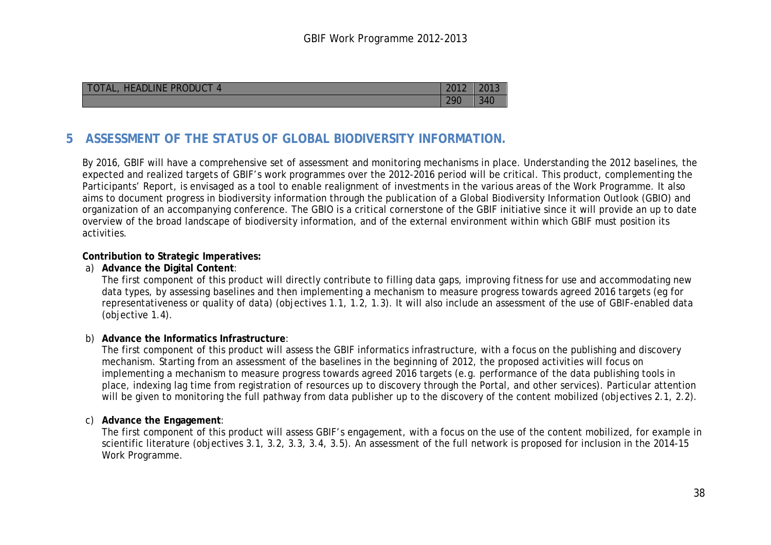| TOTAL, HEADLINE PRODUCT 4 | 2012 | 2013 |
| --- | --- | --- |
| | 290 | 340 |

## 5 ASSESSMENT OF THE STATUS OF GLOBAL BIODIVERSITY INFORMATION.

By 2016, GBIF will have a comprehensive set of assessment and monitoring mechanisms in place. Understanding the 2012 baselines, the expected and realized targets of GBIF's work programmes over the 2012-2016 period will be critical. This product, complementing the Participants' Report, is envisaged as a tool to enable realignment of investments in the various areas of the Work Programme. It also aims to document progress in biodiversity information through the publication of a Global Biodiversity Information Outlook (GBIO) and organization of an accompanying conference. The GBIO is a critical cornerstone of the GBIF initiative since it will provide an up to date overview of the broad landscape of biodiversity information, and of the external environment within which GBIF must position its activities.

**Contribution to Strategic Imperatives:**

a) **Advance the Digital Content**:
   The first component of this product will directly contribute to filling data gaps, improving fitness for use and accommodating new data types, by assessing baselines and then implementing a mechanism to measure progress towards agreed 2016 targets (eg for representativeness or quality of data) (objectives 1.1, 1.2, 1.3). It will also include an assessment of the use of GBIF-enabled data (objective 1.4).

b) **Advance the Informatics Infrastructure**:
   The first component of this product will assess the GBIF informatics infrastructure, with a focus on the publishing and discovery mechanism. Starting from an assessment of the baselines in the beginning of 2012, the proposed activities will focus on implementing a mechanism to measure progress towards agreed 2016 targets (e.g. performance of the data publishing tools in place, indexing lag time from registration of resources up to discovery through the Portal, and other services). Particular attention will be given to monitoring the full pathway from data publisher up to the discovery of the content mobilized (objectives 2.1, 2.2).

c) **Advance the Engagement**:
   The first component of this product will assess GBIF's engagement, with a focus on the use of the content mobilized, for example in scientific literature (objectives 3.1, 3.2, 3.3, 3.4, 3.5). An assessment of the full network is proposed for inclusion in the 2014-15 Work Programme.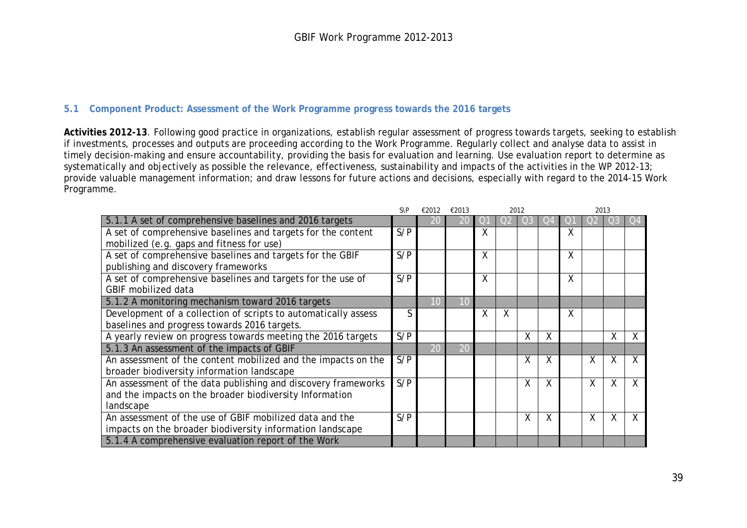### 5.1 Component Product: Assessment of the Work Programme progress towards the 2016 targets

**Activities 2012-13**. Following good practice in organizations, establish regular assessment of progress towards targets, seeking to establish if investments, processes and outputs are proceeding according to the Work Programme. Regularly collect and analyse data to assist in timely decision-making and ensure accountability, providing the basis for evaluation and learning. Use evaluation report to determine as systematically and objectively as possible the relevance, effectiveness, sustainability and impacts of the activities in the WP 2012-13; provide valuable management information; and draw lessons for future actions and decisions, especially with regard to the 2014-15 Work Programme.

| | S\P | €2012 | €2013 | 2012 | | | | 2013 | | | |
|---|---|---|---|---|---|---|---|---|---|---|---|
| | | | | Q1 | Q2 | Q3 | Q4 | Q1 | Q2 | Q3 | Q4 |
| 5.1.1 A set of comprehensive baselines and 2016 targets | | 20 | 20 | | | | | | | | |
| A set of comprehensive baselines and targets for the content mobilized (e.g. gaps and fitness for use) | S/P | | | X | | | | X | | | |
| A set of comprehensive baselines and targets for the GBIF publishing and discovery frameworks | S/P | | | X | | | | X | | | |
| A set of comprehensive baselines and targets for the use of GBIF mobilized data | S/P | | | X | | | | X | | | |
| 5.1.2 A monitoring mechanism toward 2016 targets | | 10 | 10 | | | | | | | | |
| Development of a collection of scripts to automatically assess baselines and progress towards 2016 targets. | S | | | X | X | | | X | | | |
| A yearly review on progress towards meeting the 2016 targets | S/P | | | | | X | X | | | X | X |
| 5.1.3 An assessment of the impacts of GBIF | | 20 | 20 | | | | | | | | |
| An assessment of the content mobilized and the impacts on the broader biodiversity information landscape | S/P | | | | | X | X | | X | X | X |
| An assessment of the data publishing and discovery frameworks and the impacts on the broader biodiversity Information landscape | S/P | | | | | X | X | | X | X | X |
| An assessment of the use of GBIF mobilized data and the impacts on the broader biodiversity information landscape | S/P | | | | | X | X | | X | X | X |
| 5.1.4 A comprehensive evaluation report of the Work | | | | | | | | | | | |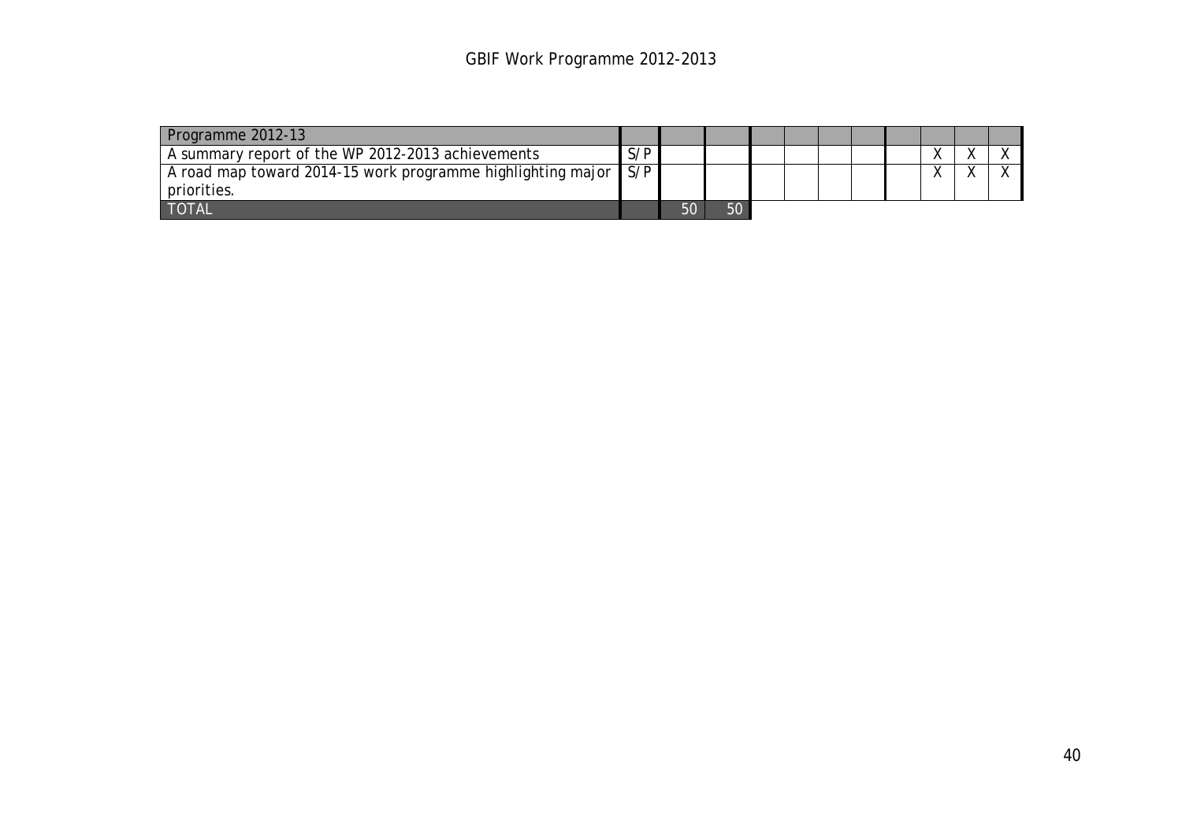| Programme 2012-13 | | | | | | | | | | | |
|---|---|---|---|---|---|---|---|---|---|---|---|
| A summary report of the WP 2012-2013 achievements | S/P | | | | | | | | X | X | X |
| A road map toward 2014-15 work programme highlighting major priorities. | S/P | | | | | | | | X | X | X |
| TOTAL | | 50 | 50 | | | | | | | | |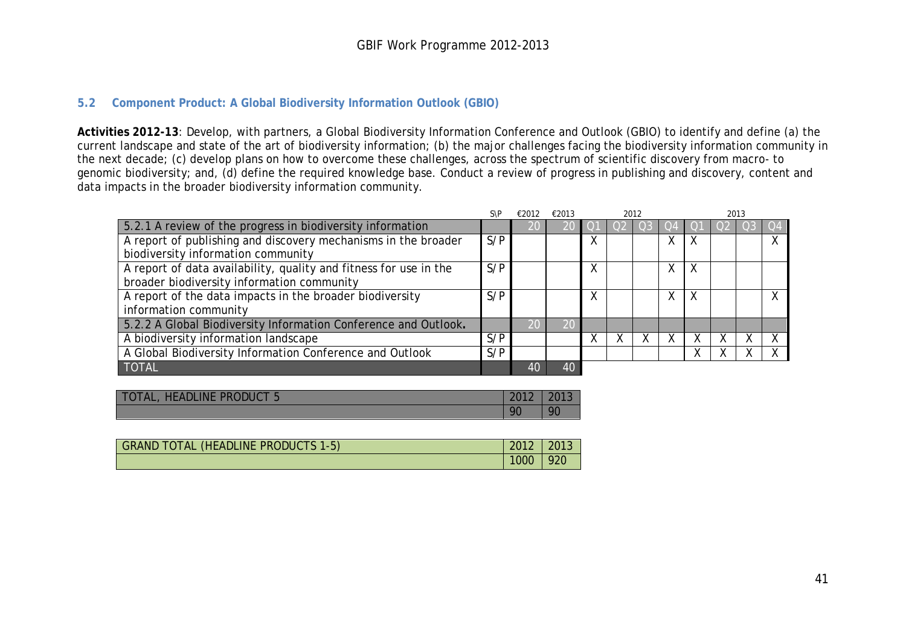### 5.2 Component Product: A Global Biodiversity Information Outlook (GBIO)

**Activities 2012-13**: Develop, with partners, a Global Biodiversity Information Conference and Outlook (GBIO) to identify and define (a) the current landscape and state of the art of biodiversity information; (b) the major challenges facing the biodiversity information community in the next decade; (c) develop plans on how to overcome these challenges, across the spectrum of scientific discovery from macro- to genomic biodiversity; and, (d) define the required knowledge base. Conduct a review of progress in publishing and discovery, content and data impacts in the broader biodiversity information community.

| | S\P | €2012 | €2013 | 2012 | | | | 2013 | | | |
|---|---|---|---|---|---|---|---|---|---|---|---|
| 5.2.1 A review of the progress in biodiversity information | | 20 | 20 | Q1 | Q2 | Q3 | Q4 | Q1 | Q2 | Q3 | Q4 |
| A report of publishing and discovery mechanisms in the broader biodiversity information community | S/P | | | X | | | X | X | | | X |
| A report of data availability, quality and fitness for use in the broader biodiversity information community | S/P | | | X | | | X | X | | | |
| A report of the data impacts in the broader biodiversity information community | S/P | | | X | | | X | X | | | X |
| 5.2.2 A Global Biodiversity Information Conference and Outlook**.** | | 20 | 20 | | | | | | | | |
| A biodiversity information landscape | S/P | | | X | X | X | X | X | X | X | X |
| A Global Biodiversity Information Conference and Outlook | S/P | | | | | | | X | X | X | X |
| TOTAL | | 40 | 40 | | | | | | | | |

| TOTAL, HEADLINE PRODUCT 5 | 2012 | 2013 |
|---|---|---|
| | 90 | 90 |

| GRAND TOTAL (HEADLINE PRODUCTS 1-5) | 2012 | 2013 |
|---|---|---|
| | 1000 | 920 |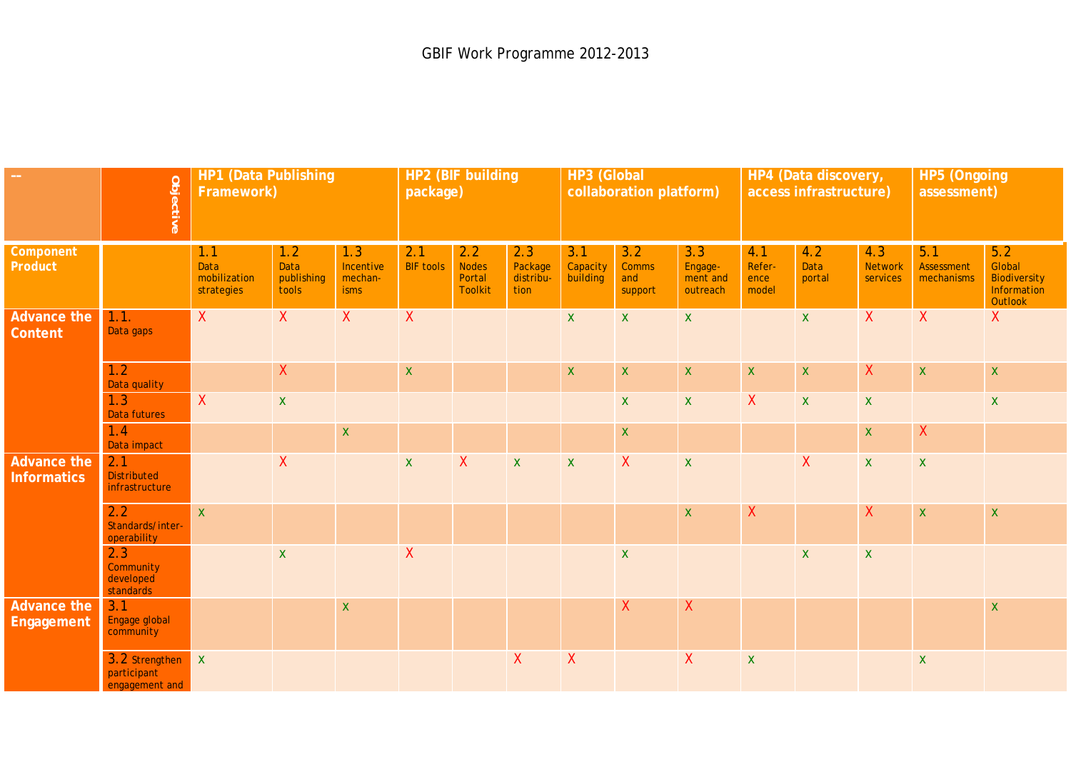GBIF Work Programme 2012-2013

| -- | Objective | HP1 (Data Publishing Framework) | | | HP2 (BIF building package) | | | HP3 (Global collaboration platform) | | | HP4 (Data discovery, access infrastructure) | | | HP5 (Ongoing assessment) | |
|---|---|---|---|---|---|---|---|---|---|---|---|---|---|---|---|
| **Component Product** | | 1.1 Data mobilization strategies | 1.2 Data publishing tools | 1.3 Incentive mechan-isms | 2.1 BIF tools | 2.2 Nodes Portal Toolkit | 2.3 Package distribu-tion | 3.1 Capacity building | 3.2 Comms and support | 3.3 Engage-ment and outreach | 4.1 Refer-ence model | 4.2 Data portal | 4.3 Network services | 5.1 Assessment mechanisms | 5.2 Global Biodiversity Information Outlook |
| **Advance the Content** | 1.1. Data gaps | X | X | X | X | | | x | x | x | | x | X | X | X |
| | 1.2 Data quality | | X | | x | | | x | x | x | x | x | X | x | x |
| | 1.3 Data futures | X | x | | | | | | x | x | X | x | x | | x |
| | 1.4 Data impact | | | x | | | | | x | | | | x | X | |
| **Advance the Informatics** | 2.1 Distributed infrastructure | | X | | x | X | x | x | X | x | | X | x | x | |
| | 2.2 Standards/ inter-operability | x | | | | | | | | x | X | | X | x | x |
| | 2.3 Community developed standards | | x | | X | | | | x | | | x | x | | |
| **Advance the Engagement** | 3.1 Engage global community | | | x | | | | | X | X | | | | | x |
| | 3.2 Strengthen participant engagement and | x | | | | | X | X | | X | x | | | x | |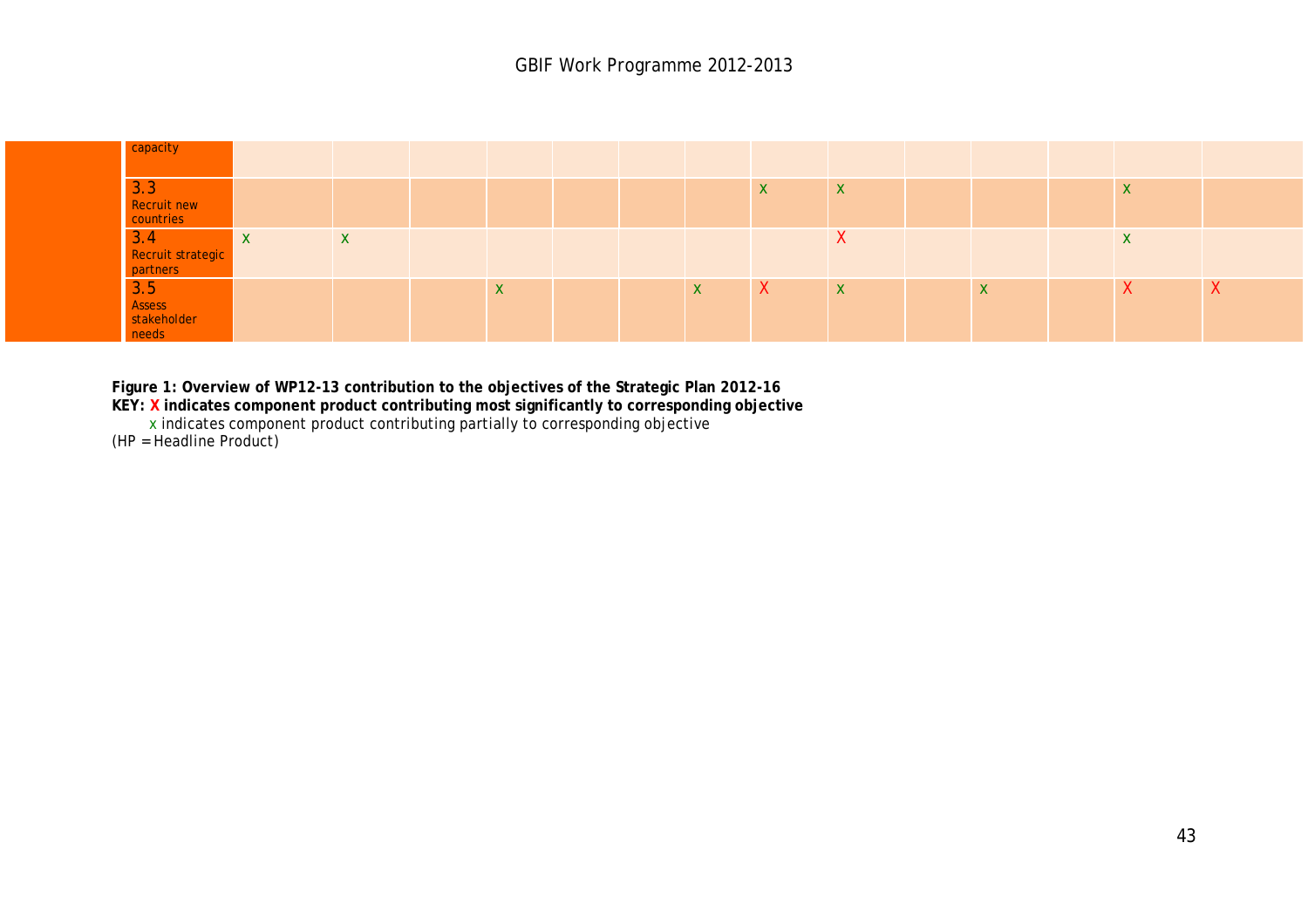| | | | | | | | | | | | | | | | |
|---|---|---|---|---|---|---|---|---|---|---|---|---|---|---|---|
| | capacity | | | | | | | | | | | | | | |
| | 3.3 Recruit new countries | | | | | | | | x | x | | | | x | |
| | 3.4 Recruit strategic partners | x | x | | | | | | | X | | | | x | |
| | 3.5 Assess stakeholder needs | | | | x | | | x | X | x | | x | | X | X |

**Figure 1: Overview of WP12-13 contribution to the objectives of the Strategic Plan 2012-16**

**KEY: X indicates component product contributing most significantly to corresponding objective**

x indicates component product contributing partially to corresponding objective

(HP = Headline Product)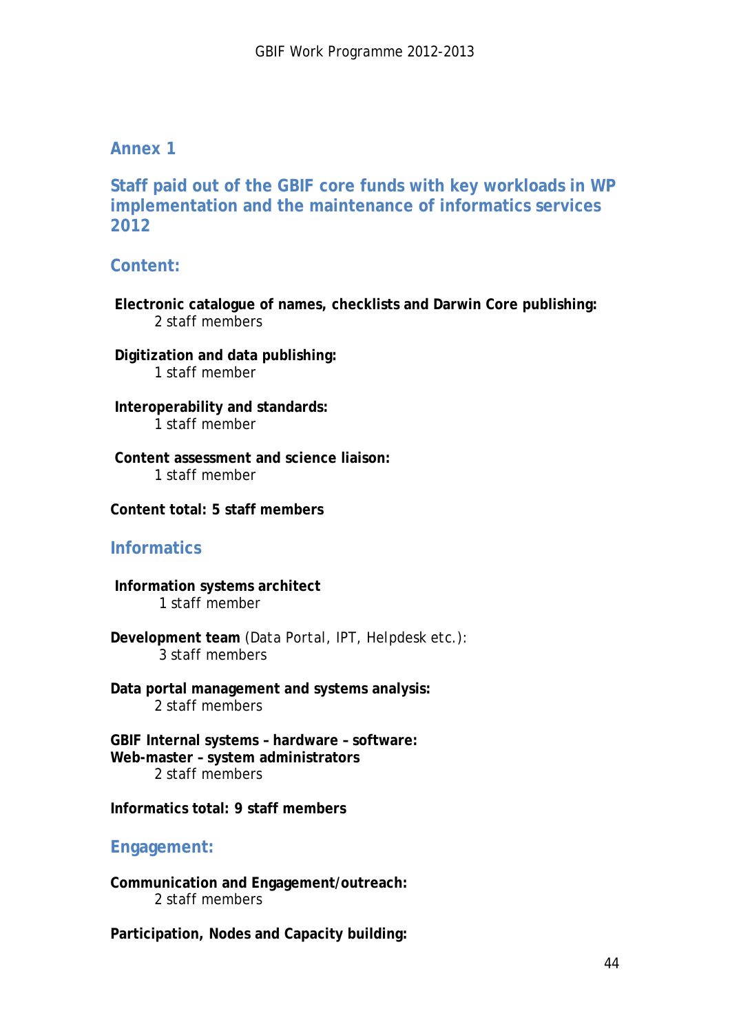## Annex 1

### Staff paid out of the GBIF core funds with key workloads in WP implementation and the maintenance of informatics services 2012

### Content:

**Electronic catalogue of names, checklists and Darwin Core publishing:**
2 staff members

**Digitization and data publishing:**
1 staff member

**Interoperability and standards:**
1 staff member

**Content assessment and science liaison:**
1 staff member

**Content total: 5 staff members**

### Informatics

**Information systems architect**
1 staff member

**Development team** (Data Portal, IPT, Helpdesk etc.):
3 staff members

**Data portal management and systems analysis:**
2 staff members

**GBIF Internal systems – hardware – software:**
**Web-master – system administrators**
2 staff members

**Informatics total: 9 staff members**

### Engagement:

**Communication and Engagement/outreach:**
2 staff members

**Participation, Nodes and Capacity building:**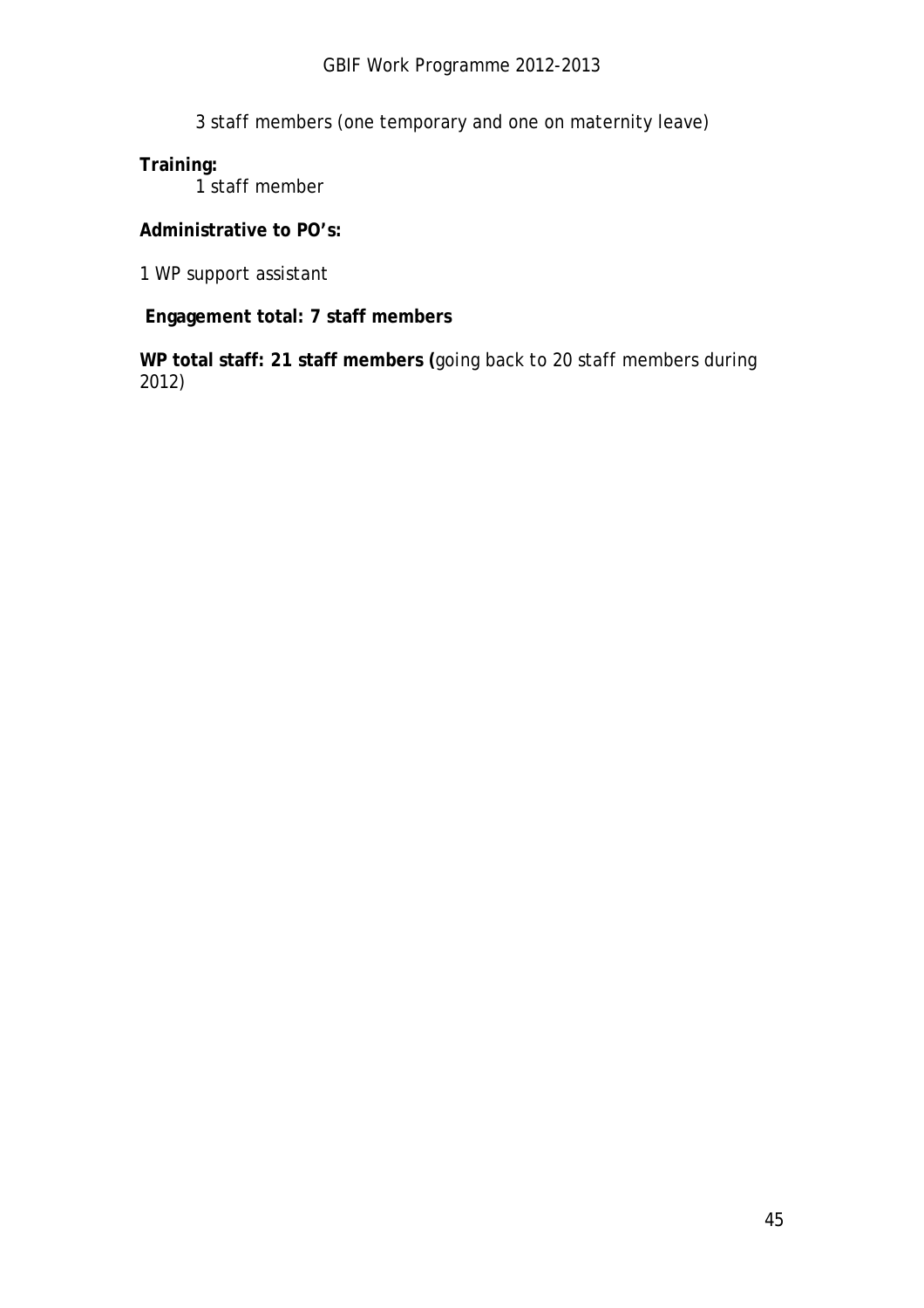3 staff members (one temporary and one on maternity leave)

**Training:**
1 staff member

**Administrative to PO's:**

1 WP support assistant

**Engagement total: 7 staff members**

**WP total staff: 21 staff members (**going back to 20 staff members during 2012)